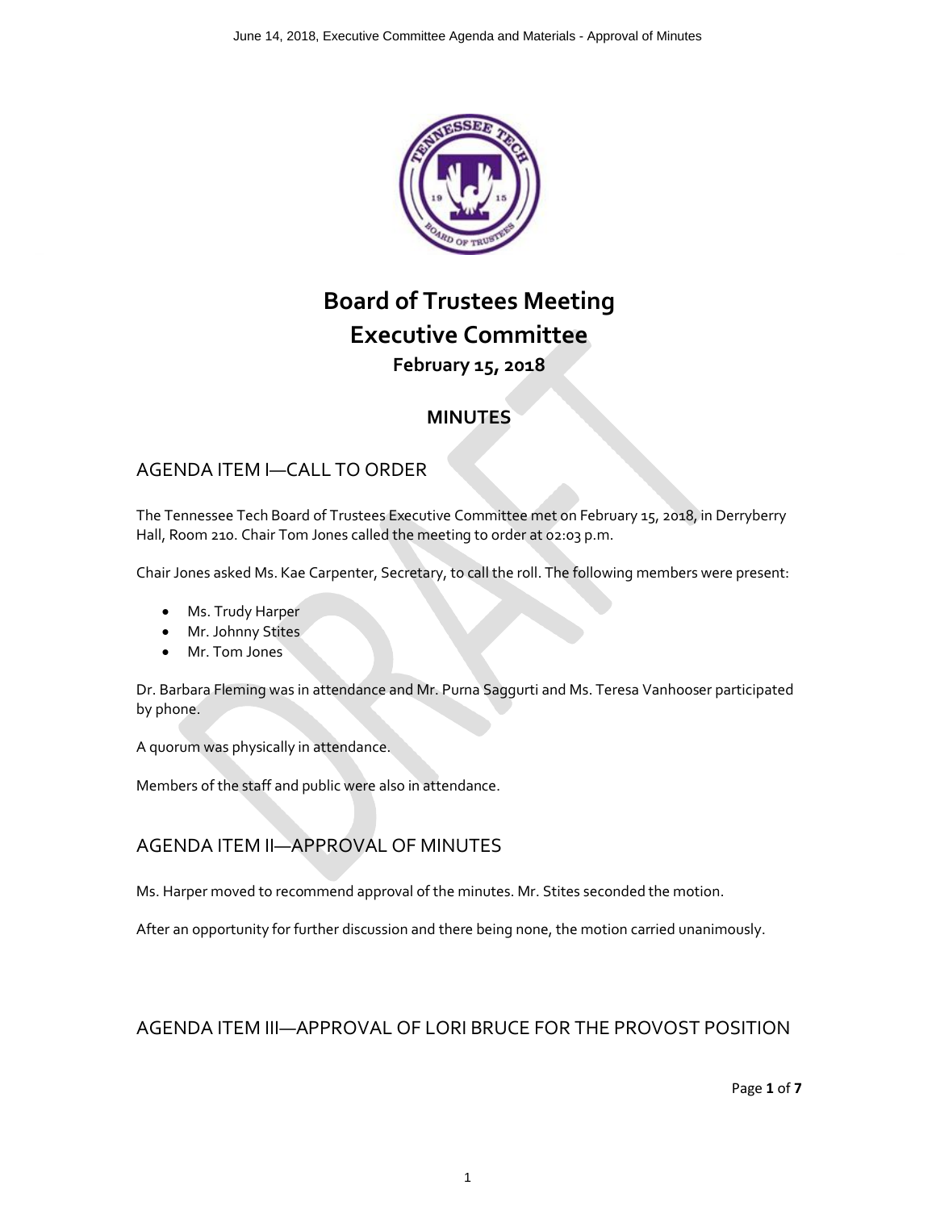# Board of Trustees Meeting
# Executive Committee

**February 15, 2018**

## MINUTES

## AGENDA ITEM I—CALL TO ORDER

The Tennessee Tech Board of Trustees Executive Committee met on February 15, 2018, in Derryberry Hall, Room 210. Chair Tom Jones called the meeting to order at 02:03 p.m.

Chair Jones asked Ms. Kae Carpenter, Secretary, to call the roll. The following members were present:

- Ms. Trudy Harper
- Mr. Johnny Stites
- Mr. Tom Jones

Dr. Barbara Fleming was in attendance and Mr. Purna Saggurti and Ms. Teresa Vanhooser participated by phone.

A quorum was physically in attendance.

Members of the staff and public were also in attendance.

## AGENDA ITEM II—APPROVAL OF MINUTES

Ms. Harper moved to recommend approval of the minutes. Mr. Stites seconded the motion.

After an opportunity for further discussion and there being none, the motion carried unanimously.

## AGENDA ITEM III—APPROVAL OF LORI BRUCE FOR THE PROVOST POSITION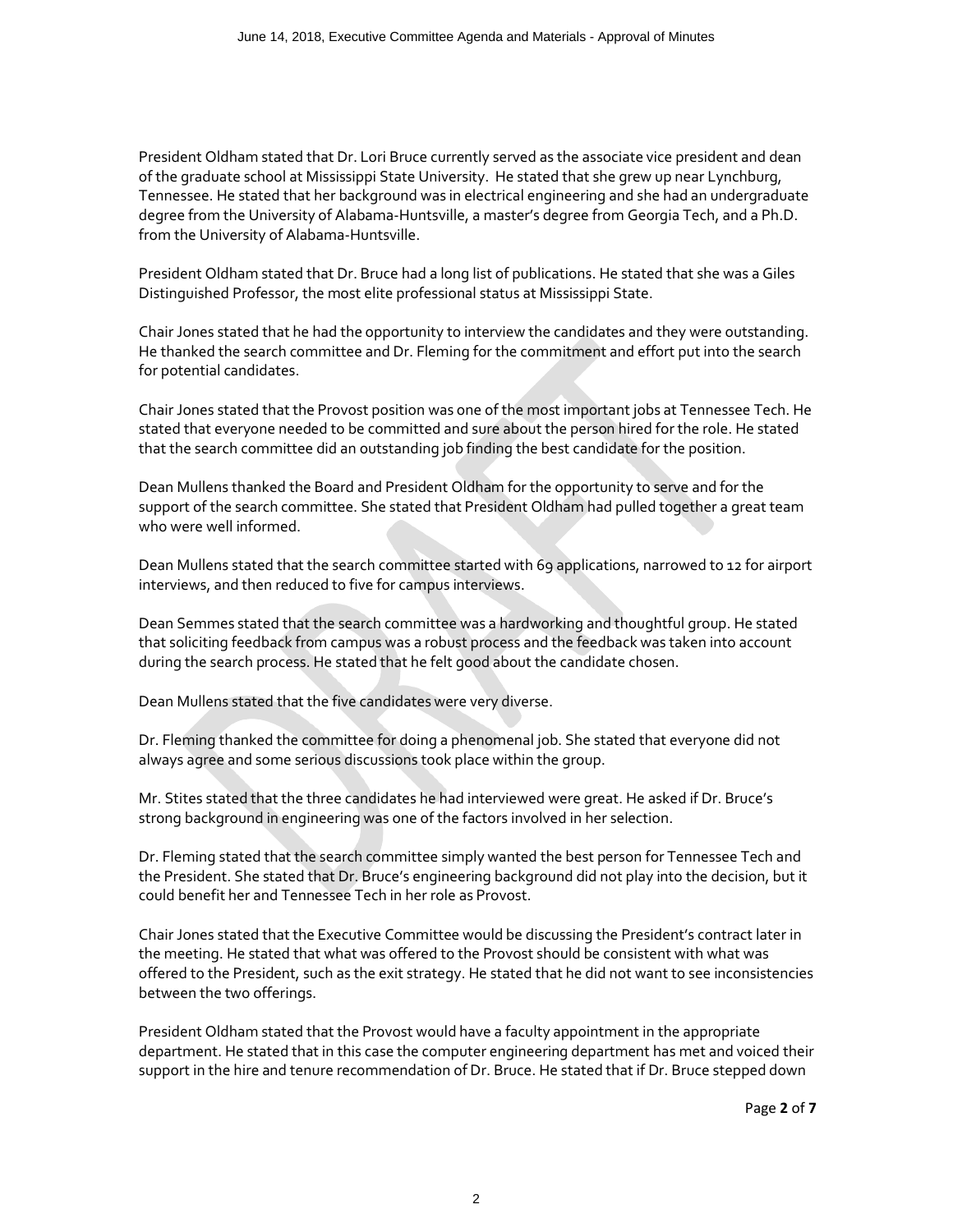President Oldham stated that Dr. Lori Bruce currently served as the associate vice president and dean of the graduate school at Mississippi State University. He stated that she grew up near Lynchburg, Tennessee. He stated that her background was in electrical engineering and she had an undergraduate degree from the University of Alabama-Huntsville, a master's degree from Georgia Tech, and a Ph.D. from the University of Alabama-Huntsville.

President Oldham stated that Dr. Bruce had a long list of publications. He stated that she was a Giles Distinguished Professor, the most elite professional status at Mississippi State.

Chair Jones stated that he had the opportunity to interview the candidates and they were outstanding. He thanked the search committee and Dr. Fleming for the commitment and effort put into the search for potential candidates.

Chair Jones stated that the Provost position was one of the most important jobs at Tennessee Tech. He stated that everyone needed to be committed and sure about the person hired for the role. He stated that the search committee did an outstanding job finding the best candidate for the position.

Dean Mullens thanked the Board and President Oldham for the opportunity to serve and for the support of the search committee. She stated that President Oldham had pulled together a great team who were well informed.

Dean Mullens stated that the search committee started with 69 applications, narrowed to 12 for airport interviews, and then reduced to five for campus interviews.

Dean Semmes stated that the search committee was a hardworking and thoughtful group. He stated that soliciting feedback from campus was a robust process and the feedback was taken into account during the search process. He stated that he felt good about the candidate chosen.

Dean Mullens stated that the five candidates were very diverse.

Dr. Fleming thanked the committee for doing a phenomenal job. She stated that everyone did not always agree and some serious discussions took place within the group.

Mr. Stites stated that the three candidates he had interviewed were great. He asked if Dr. Bruce's strong background in engineering was one of the factors involved in her selection.

Dr. Fleming stated that the search committee simply wanted the best person for Tennessee Tech and the President. She stated that Dr. Bruce's engineering background did not play into the decision, but it could benefit her and Tennessee Tech in her role as Provost.

Chair Jones stated that the Executive Committee would be discussing the President's contract later in the meeting. He stated that what was offered to the Provost should be consistent with what was offered to the President, such as the exit strategy. He stated that he did not want to see inconsistencies between the two offerings.

President Oldham stated that the Provost would have a faculty appointment in the appropriate department. He stated that in this case the computer engineering department has met and voiced their support in the hire and tenure recommendation of Dr. Bruce. He stated that if Dr. Bruce stepped down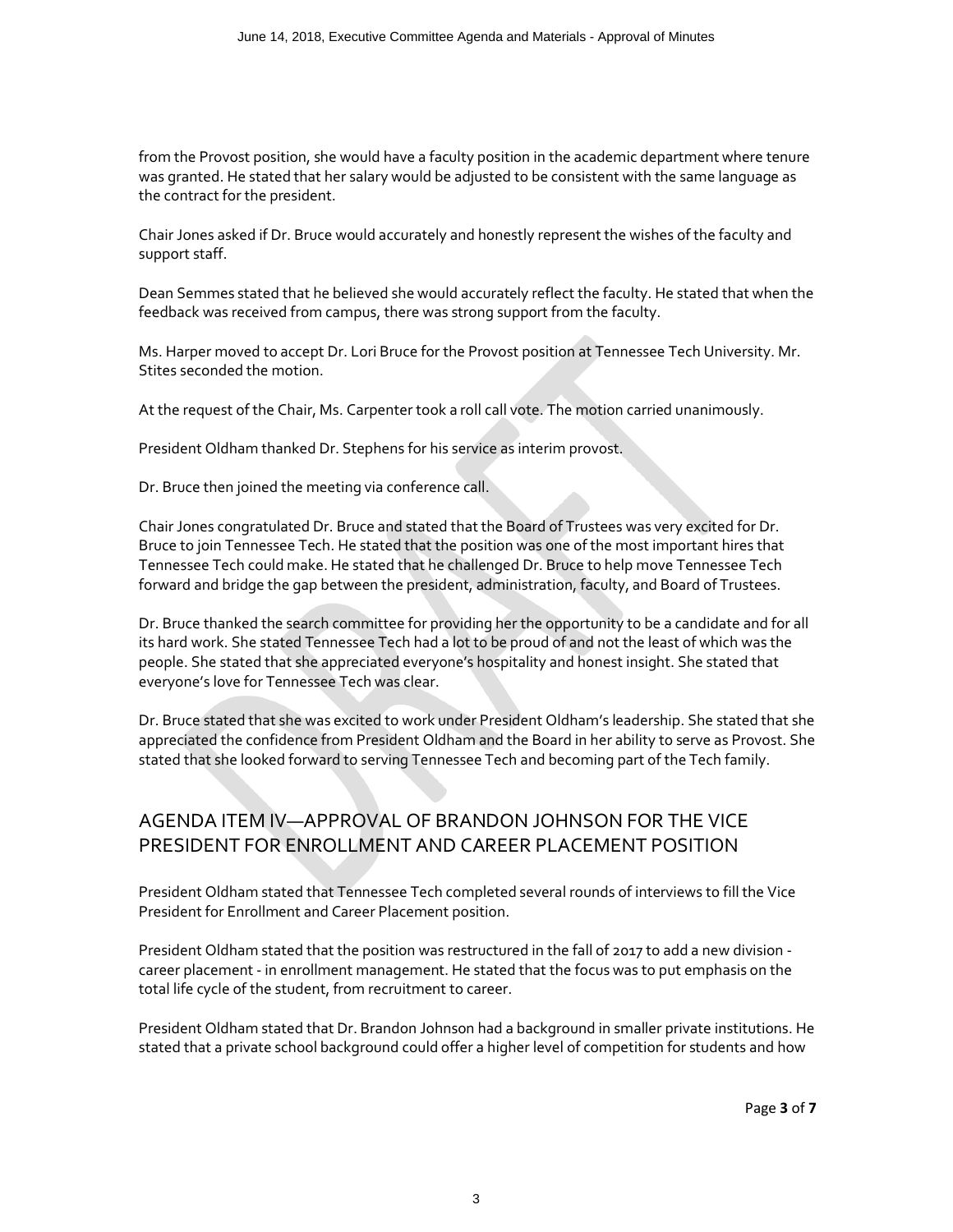from the Provost position, she would have a faculty position in the academic department where tenure was granted. He stated that her salary would be adjusted to be consistent with the same language as the contract for the president.

Chair Jones asked if Dr. Bruce would accurately and honestly represent the wishes of the faculty and support staff.

Dean Semmes stated that he believed she would accurately reflect the faculty. He stated that when the feedback was received from campus, there was strong support from the faculty.

Ms. Harper moved to accept Dr. Lori Bruce for the Provost position at Tennessee Tech University. Mr. Stites seconded the motion.

At the request of the Chair, Ms. Carpenter took a roll call vote. The motion carried unanimously.

President Oldham thanked Dr. Stephens for his service as interim provost.

Dr. Bruce then joined the meeting via conference call.

Chair Jones congratulated Dr. Bruce and stated that the Board of Trustees was very excited for Dr. Bruce to join Tennessee Tech. He stated that the position was one of the most important hires that Tennessee Tech could make. He stated that he challenged Dr. Bruce to help move Tennessee Tech forward and bridge the gap between the president, administration, faculty, and Board of Trustees.

Dr. Bruce thanked the search committee for providing her the opportunity to be a candidate and for all its hard work. She stated Tennessee Tech had a lot to be proud of and not the least of which was the people. She stated that she appreciated everyone's hospitality and honest insight. She stated that everyone's love for Tennessee Tech was clear.

Dr. Bruce stated that she was excited to work under President Oldham's leadership. She stated that she appreciated the confidence from President Oldham and the Board in her ability to serve as Provost. She stated that she looked forward to serving Tennessee Tech and becoming part of the Tech family.

## AGENDA ITEM IV—APPROVAL OF BRANDON JOHNSON FOR THE VICE PRESIDENT FOR ENROLLMENT AND CAREER PLACEMENT POSITION

President Oldham stated that Tennessee Tech completed several rounds of interviews to fill the Vice President for Enrollment and Career Placement position.

President Oldham stated that the position was restructured in the fall of 2017 to add a new division - career placement - in enrollment management. He stated that the focus was to put emphasis on the total life cycle of the student, from recruitment to career.

President Oldham stated that Dr. Brandon Johnson had a background in smaller private institutions. He stated that a private school background could offer a higher level of competition for students and how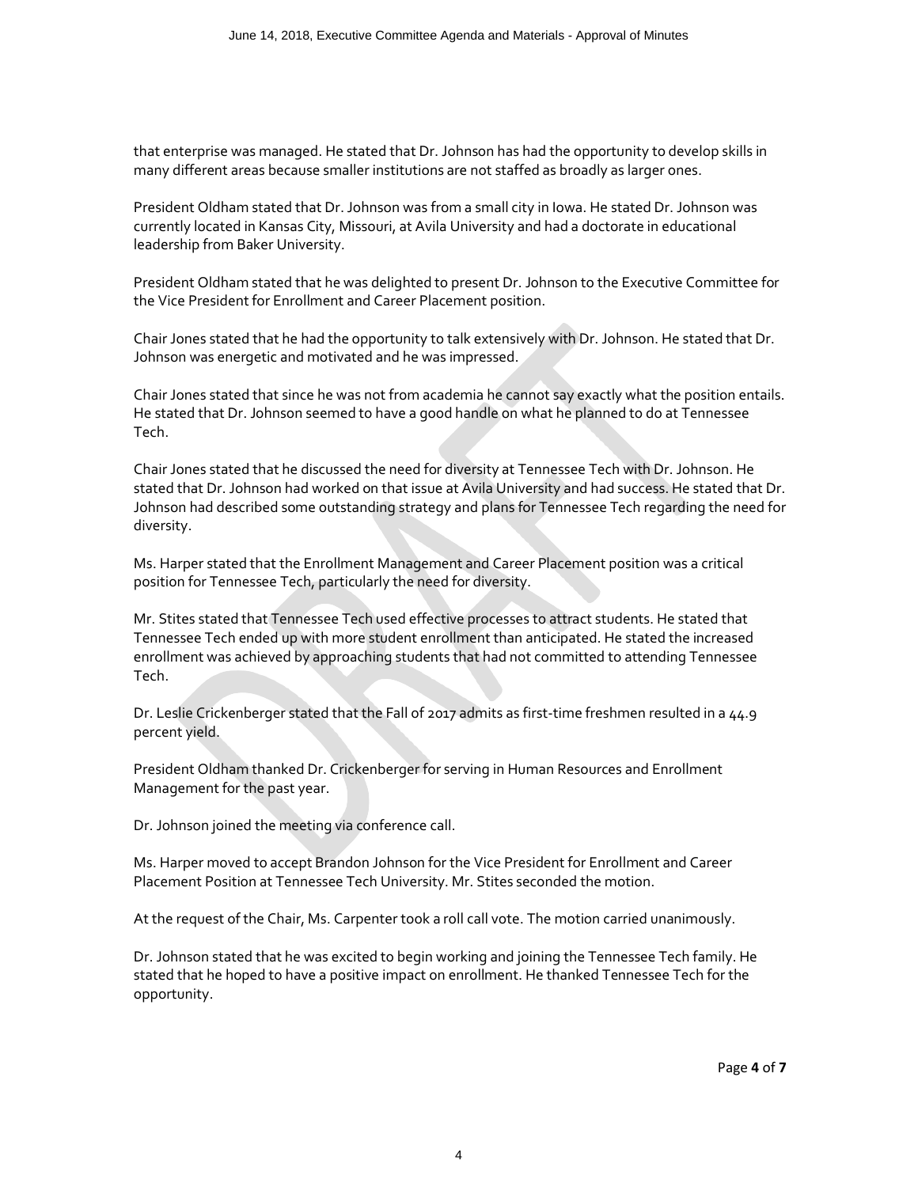that enterprise was managed. He stated that Dr. Johnson has had the opportunity to develop skills in many different areas because smaller institutions are not staffed as broadly as larger ones.

President Oldham stated that Dr. Johnson was from a small city in Iowa. He stated Dr. Johnson was currently located in Kansas City, Missouri, at Avila University and had a doctorate in educational leadership from Baker University.

President Oldham stated that he was delighted to present Dr. Johnson to the Executive Committee for the Vice President for Enrollment and Career Placement position.

Chair Jones stated that he had the opportunity to talk extensively with Dr. Johnson. He stated that Dr. Johnson was energetic and motivated and he was impressed.

Chair Jones stated that since he was not from academia he cannot say exactly what the position entails. He stated that Dr. Johnson seemed to have a good handle on what he planned to do at Tennessee Tech.

Chair Jones stated that he discussed the need for diversity at Tennessee Tech with Dr. Johnson. He stated that Dr. Johnson had worked on that issue at Avila University and had success. He stated that Dr. Johnson had described some outstanding strategy and plans for Tennessee Tech regarding the need for diversity.

Ms. Harper stated that the Enrollment Management and Career Placement position was a critical position for Tennessee Tech, particularly the need for diversity.

Mr. Stites stated that Tennessee Tech used effective processes to attract students. He stated that Tennessee Tech ended up with more student enrollment than anticipated. He stated the increased enrollment was achieved by approaching students that had not committed to attending Tennessee Tech.

Dr. Leslie Crickenberger stated that the Fall of 2017 admits as first-time freshmen resulted in a 44.9 percent yield.

President Oldham thanked Dr. Crickenberger for serving in Human Resources and Enrollment Management for the past year.

Dr. Johnson joined the meeting via conference call.

Ms. Harper moved to accept Brandon Johnson for the Vice President for Enrollment and Career Placement Position at Tennessee Tech University. Mr. Stites seconded the motion.

At the request of the Chair, Ms. Carpenter took a roll call vote. The motion carried unanimously.

Dr. Johnson stated that he was excited to begin working and joining the Tennessee Tech family. He stated that he hoped to have a positive impact on enrollment. He thanked Tennessee Tech for the opportunity.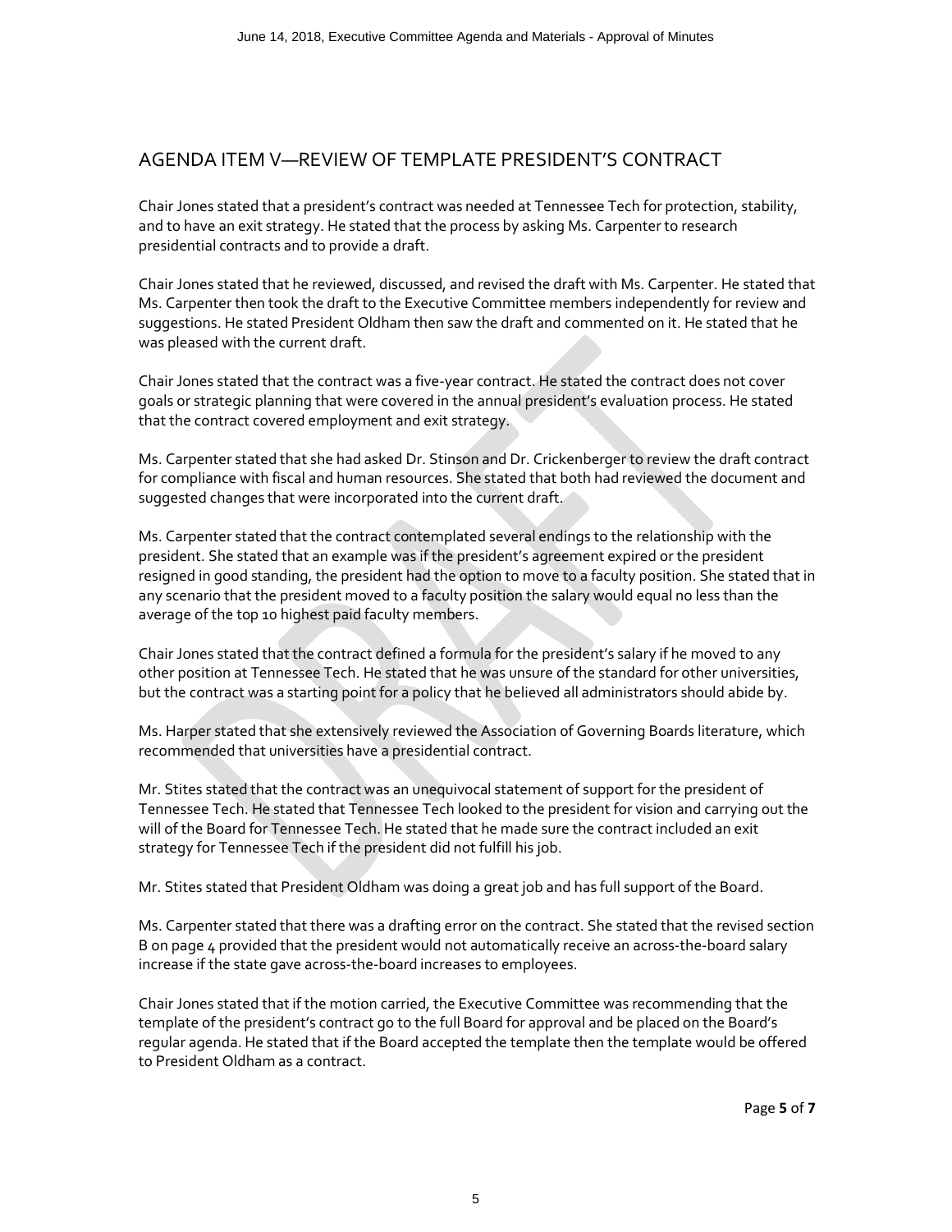## AGENDA ITEM V—REVIEW OF TEMPLATE PRESIDENT'S CONTRACT

Chair Jones stated that a president's contract was needed at Tennessee Tech for protection, stability, and to have an exit strategy. He stated that the process by asking Ms. Carpenter to research presidential contracts and to provide a draft.

Chair Jones stated that he reviewed, discussed, and revised the draft with Ms. Carpenter. He stated that Ms. Carpenter then took the draft to the Executive Committee members independently for review and suggestions. He stated President Oldham then saw the draft and commented on it. He stated that he was pleased with the current draft.

Chair Jones stated that the contract was a five-year contract. He stated the contract does not cover goals or strategic planning that were covered in the annual president's evaluation process. He stated that the contract covered employment and exit strategy.

Ms. Carpenter stated that she had asked Dr. Stinson and Dr. Crickenberger to review the draft contract for compliance with fiscal and human resources. She stated that both had reviewed the document and suggested changes that were incorporated into the current draft.

Ms. Carpenter stated that the contract contemplated several endings to the relationship with the president. She stated that an example was if the president's agreement expired or the president resigned in good standing, the president had the option to move to a faculty position. She stated that in any scenario that the president moved to a faculty position the salary would equal no less than the average of the top 10 highest paid faculty members.

Chair Jones stated that the contract defined a formula for the president's salary if he moved to any other position at Tennessee Tech. He stated that he was unsure of the standard for other universities, but the contract was a starting point for a policy that he believed all administrators should abide by.

Ms. Harper stated that she extensively reviewed the Association of Governing Boards literature, which recommended that universities have a presidential contract.

Mr. Stites stated that the contract was an unequivocal statement of support for the president of Tennessee Tech. He stated that Tennessee Tech looked to the president for vision and carrying out the will of the Board for Tennessee Tech. He stated that he made sure the contract included an exit strategy for Tennessee Tech if the president did not fulfill his job.

Mr. Stites stated that President Oldham was doing a great job and has full support of the Board.

Ms. Carpenter stated that there was a drafting error on the contract. She stated that the revised section B on page 4 provided that the president would not automatically receive an across-the-board salary increase if the state gave across-the-board increases to employees.

Chair Jones stated that if the motion carried, the Executive Committee was recommending that the template of the president's contract go to the full Board for approval and be placed on the Board's regular agenda. He stated that if the Board accepted the template then the template would be offered to President Oldham as a contract.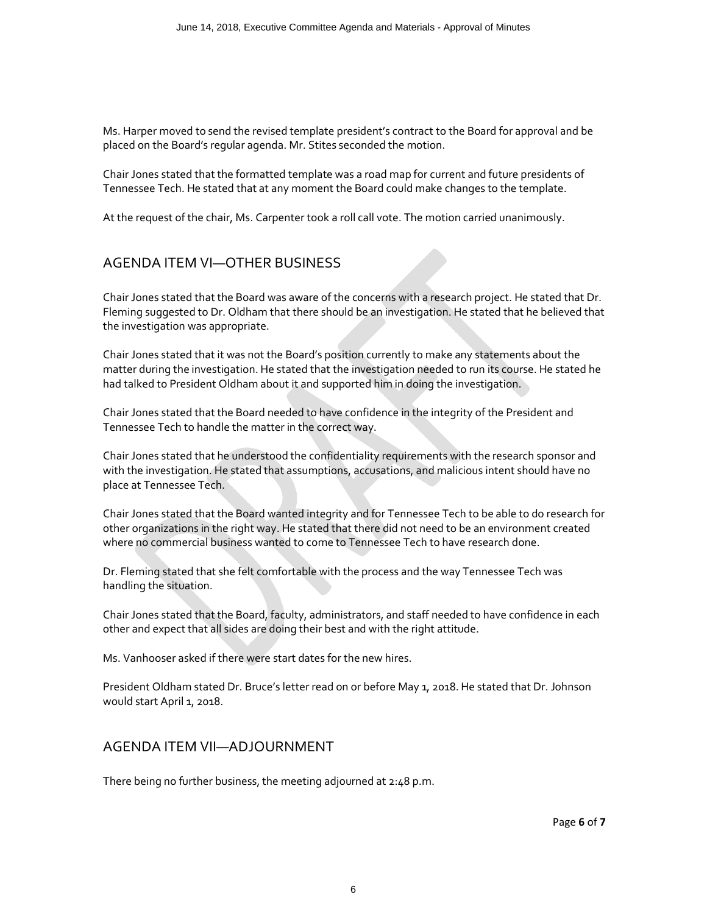Ms. Harper moved to send the revised template president's contract to the Board for approval and be placed on the Board's regular agenda. Mr. Stites seconded the motion.

Chair Jones stated that the formatted template was a road map for current and future presidents of Tennessee Tech. He stated that at any moment the Board could make changes to the template.

At the request of the chair, Ms. Carpenter took a roll call vote. The motion carried unanimously.

## AGENDA ITEM VI—OTHER BUSINESS

Chair Jones stated that the Board was aware of the concerns with a research project. He stated that Dr. Fleming suggested to Dr. Oldham that there should be an investigation. He stated that he believed that the investigation was appropriate.

Chair Jones stated that it was not the Board's position currently to make any statements about the matter during the investigation. He stated that the investigation needed to run its course. He stated he had talked to President Oldham about it and supported him in doing the investigation.

Chair Jones stated that the Board needed to have confidence in the integrity of the President and Tennessee Tech to handle the matter in the correct way.

Chair Jones stated that he understood the confidentiality requirements with the research sponsor and with the investigation. He stated that assumptions, accusations, and malicious intent should have no place at Tennessee Tech.

Chair Jones stated that the Board wanted integrity and for Tennessee Tech to be able to do research for other organizations in the right way. He stated that there did not need to be an environment created where no commercial business wanted to come to Tennessee Tech to have research done.

Dr. Fleming stated that she felt comfortable with the process and the way Tennessee Tech was handling the situation.

Chair Jones stated that the Board, faculty, administrators, and staff needed to have confidence in each other and expect that all sides are doing their best and with the right attitude.

Ms. Vanhooser asked if there were start dates for the new hires.

President Oldham stated Dr. Bruce's letter read on or before May 1, 2018. He stated that Dr. Johnson would start April 1, 2018.

## AGENDA ITEM VII—ADJOURNMENT

There being no further business, the meeting adjourned at 2:48 p.m.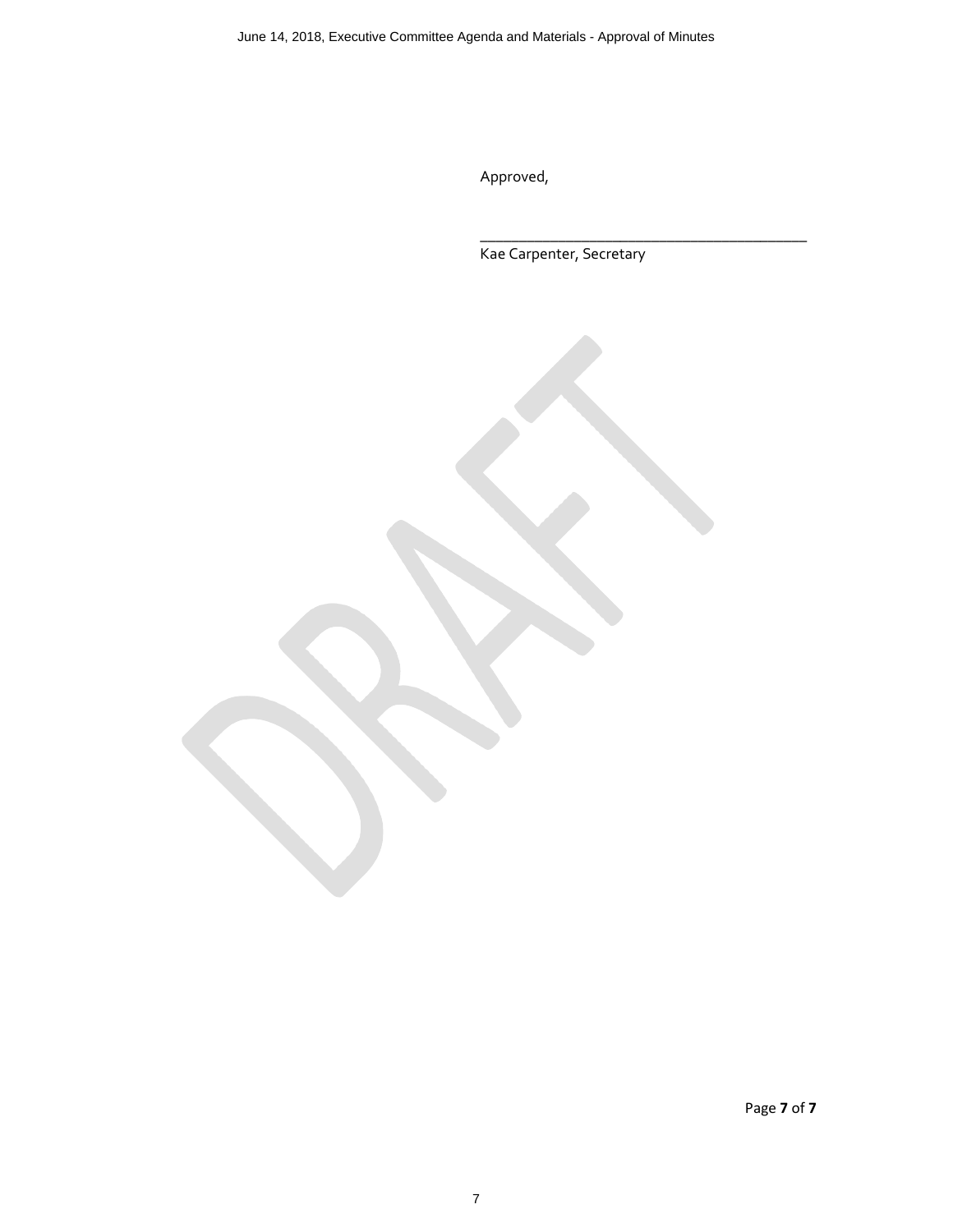Approved,

\_\_\_\_\_\_\_\_\_\_\_\_\_\_\_\_\_\_\_\_\_\_\_\_\_\_\_\_\_\_\_\_\_\_\_\_\_\_\_\_

Kae Carpenter, Secretary

DRAFT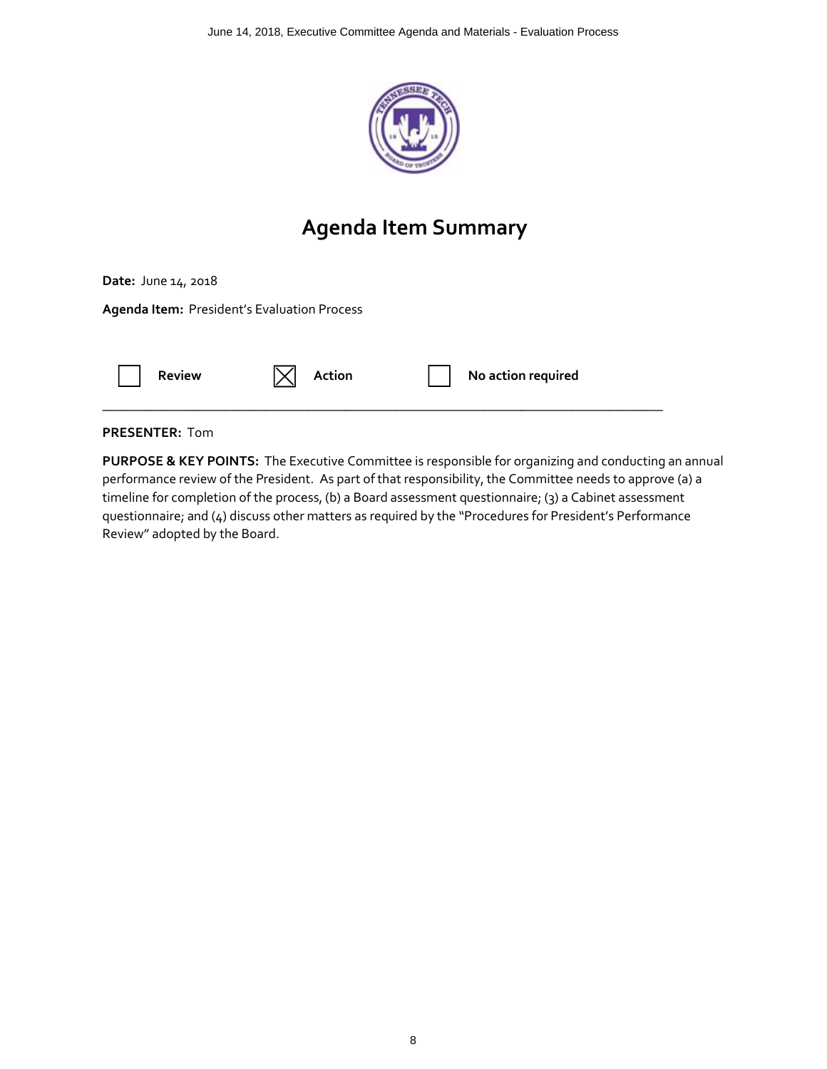# Agenda Item Summary

**Date:** June 14, 2018

**Agenda Item:** President's Evaluation Process

☐ **Review** ☒ **Action** ☐ **No action required**

---

**PRESENTER:** Tom

**PURPOSE & KEY POINTS:** The Executive Committee is responsible for organizing and conducting an annual performance review of the President. As part of that responsibility, the Committee needs to approve (a) a timeline for completion of the process, (b) a Board assessment questionnaire; (3) a Cabinet assessment questionnaire; and (4) discuss other matters as required by the "Procedures for President's Performance Review" adopted by the Board.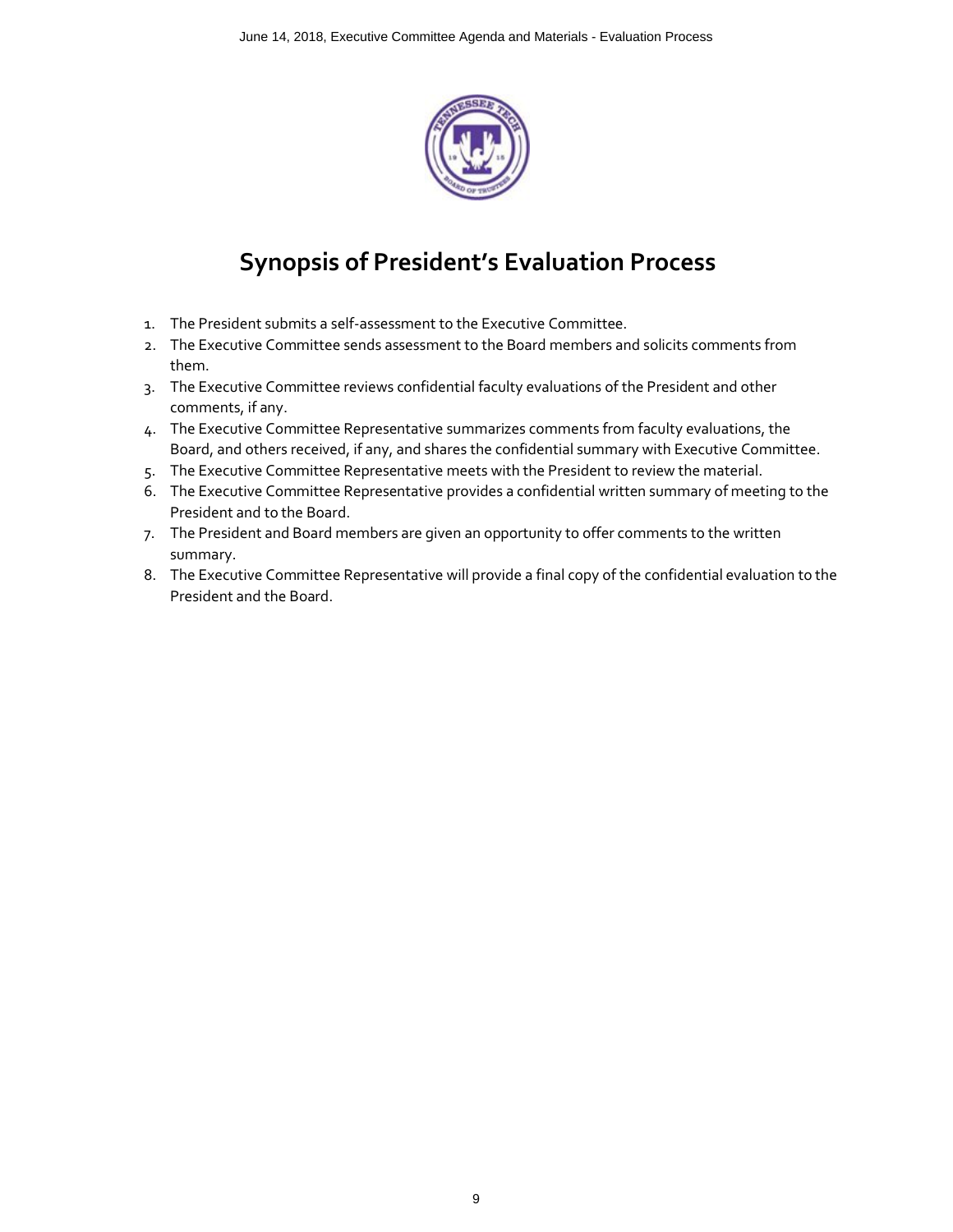# Synopsis of President's Evaluation Process

1. The President submits a self-assessment to the Executive Committee.
2. The Executive Committee sends assessment to the Board members and solicits comments from them.
3. The Executive Committee reviews confidential faculty evaluations of the President and other comments, if any.
4. The Executive Committee Representative summarizes comments from faculty evaluations, the Board, and others received, if any, and shares the confidential summary with Executive Committee.
5. The Executive Committee Representative meets with the President to review the material.
6. The Executive Committee Representative provides a confidential written summary of meeting to the President and to the Board.
7. The President and Board members are given an opportunity to offer comments to the written summary.
8. The Executive Committee Representative will provide a final copy of the confidential evaluation to the President and the Board.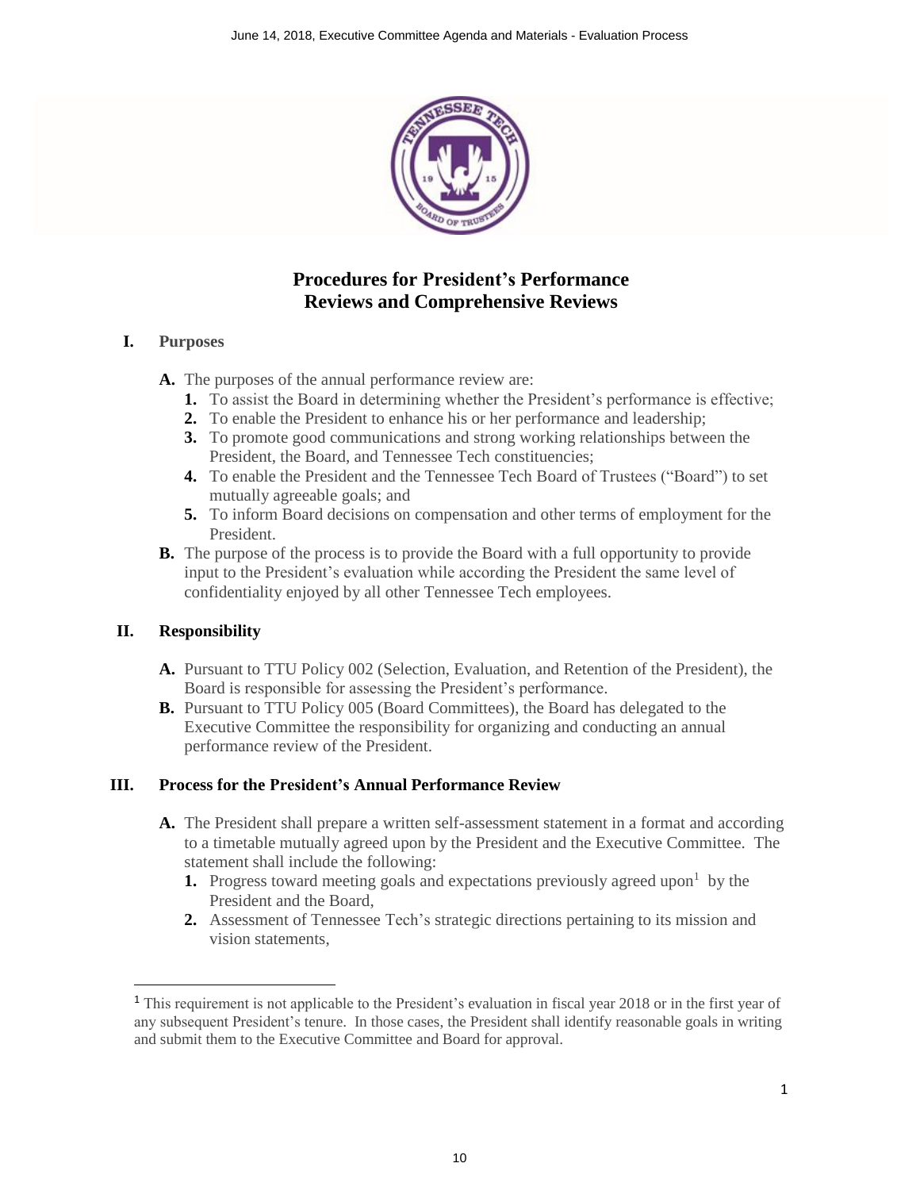# Procedures for President's Performance Reviews and Comprehensive Reviews

## I. Purposes

**A.** The purposes of the annual performance review are:

1. To assist the Board in determining whether the President's performance is effective;
2. To enable the President to enhance his or her performance and leadership;
3. To promote good communications and strong working relationships between the President, the Board, and Tennessee Tech constituencies;
4. To enable the President and the Tennessee Tech Board of Trustees ("Board") to set mutually agreeable goals; and
5. To inform Board decisions on compensation and other terms of employment for the President.

**B.** The purpose of the process is to provide the Board with a full opportunity to provide input to the President's evaluation while according the President the same level of confidentiality enjoyed by all other Tennessee Tech employees.

## II. Responsibility

**A.** Pursuant to TTU Policy 002 (Selection, Evaluation, and Retention of the President), the Board is responsible for assessing the President's performance.

**B.** Pursuant to TTU Policy 005 (Board Committees), the Board has delegated to the Executive Committee the responsibility for organizing and conducting an annual performance review of the President.

## III. Process for the President's Annual Performance Review

**A.** The President shall prepare a written self-assessment statement in a format and according to a timetable mutually agreed upon by the President and the Executive Committee. The statement shall include the following:

1. Progress toward meeting goals and expectations previously agreed upon[1] by the President and the Board,
2. Assessment of Tennessee Tech's strategic directions pertaining to its mission and vision statements,

[1] This requirement is not applicable to the President's evaluation in fiscal year 2018 or in the first year of any subsequent President's tenure. In those cases, the President shall identify reasonable goals in writing and submit them to the Executive Committee and Board for approval.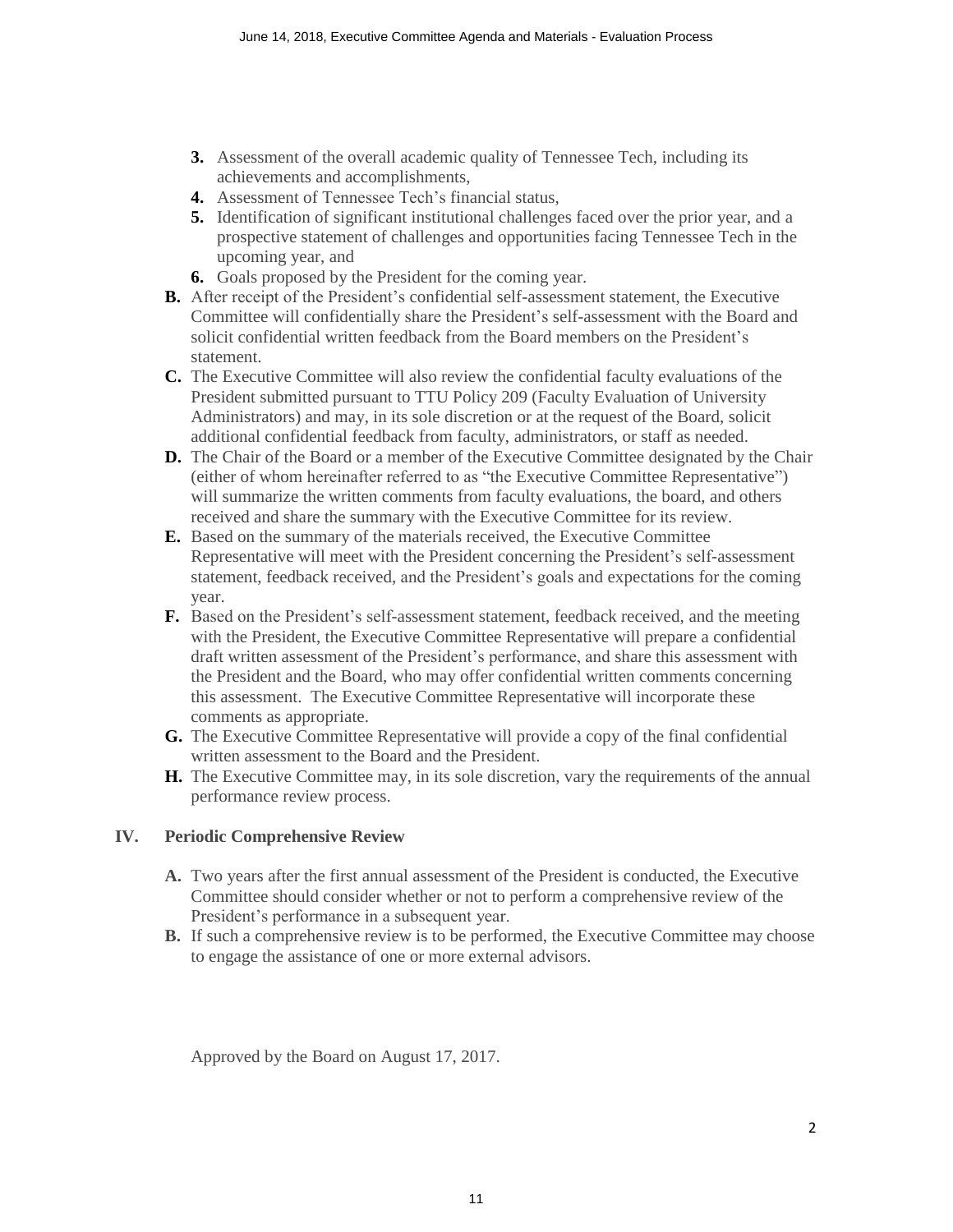3. Assessment of the overall academic quality of Tennessee Tech, including its achievements and accomplishments,
4. Assessment of Tennessee Tech's financial status,
5. Identification of significant institutional challenges faced over the prior year, and a prospective statement of challenges and opportunities facing Tennessee Tech in the upcoming year, and
6. Goals proposed by the President for the coming year.

**B.** After receipt of the President's confidential self-assessment statement, the Executive Committee will confidentially share the President's self-assessment with the Board and solicit confidential written feedback from the Board members on the President's statement.

**C.** The Executive Committee will also review the confidential faculty evaluations of the President submitted pursuant to TTU Policy 209 (Faculty Evaluation of University Administrators) and may, in its sole discretion or at the request of the Board, solicit additional confidential feedback from faculty, administrators, or staff as needed.

**D.** The Chair of the Board or a member of the Executive Committee designated by the Chair (either of whom hereinafter referred to as "the Executive Committee Representative") will summarize the written comments from faculty evaluations, the board, and others received and share the summary with the Executive Committee for its review.

**E.** Based on the summary of the materials received, the Executive Committee Representative will meet with the President concerning the President's self-assessment statement, feedback received, and the President's goals and expectations for the coming year.

**F.** Based on the President's self-assessment statement, feedback received, and the meeting with the President, the Executive Committee Representative will prepare a confidential draft written assessment of the President's performance, and share this assessment with the President and the Board, who may offer confidential written comments concerning this assessment. The Executive Committee Representative will incorporate these comments as appropriate.

**G.** The Executive Committee Representative will provide a copy of the final confidential written assessment to the Board and the President.

**H.** The Executive Committee may, in its sole discretion, vary the requirements of the annual performance review process.

## IV. Periodic Comprehensive Review

**A.** Two years after the first annual assessment of the President is conducted, the Executive Committee should consider whether or not to perform a comprehensive review of the President's performance in a subsequent year.

**B.** If such a comprehensive review is to be performed, the Executive Committee may choose to engage the assistance of one or more external advisors.

Approved by the Board on August 17, 2017.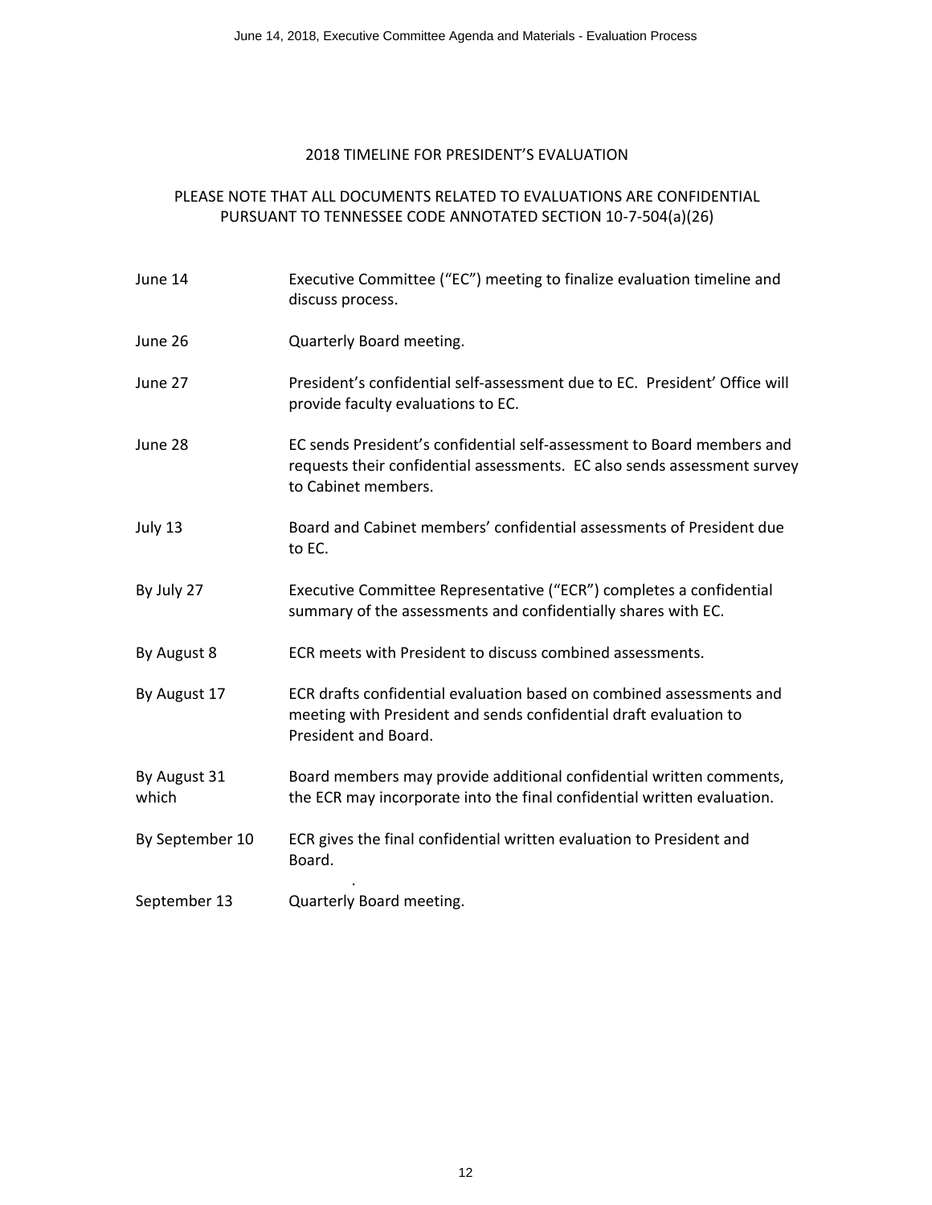## 2018 TIMELINE FOR PRESIDENT'S EVALUATION

PLEASE NOTE THAT ALL DOCUMENTS RELATED TO EVALUATIONS ARE CONFIDENTIAL PURSUANT TO TENNESSEE CODE ANNOTATED SECTION 10-7-504(a)(26)

| | |
|---|---|
| June 14 | Executive Committee ("EC") meeting to finalize evaluation timeline and discuss process. |
| June 26 | Quarterly Board meeting. |
| June 27 | President's confidential self-assessment due to EC. President' Office will provide faculty evaluations to EC. |
| June 28 | EC sends President's confidential self-assessment to Board members and requests their confidential assessments. EC also sends assessment survey to Cabinet members. |
| July 13 | Board and Cabinet members' confidential assessments of President due to EC. |
| By July 27 | Executive Committee Representative ("ECR") completes a confidential summary of the assessments and confidentially shares with EC. |
| By August 8 | ECR meets with President to discuss combined assessments. |
| By August 17 | ECR drafts confidential evaluation based on combined assessments and meeting with President and sends confidential draft evaluation to President and Board. |
| By August 31 which | Board members may provide additional confidential written comments, the ECR may incorporate into the final confidential written evaluation. |
| By September 10 | ECR gives the final confidential written evaluation to President and Board. |
| September 13 | Quarterly Board meeting. |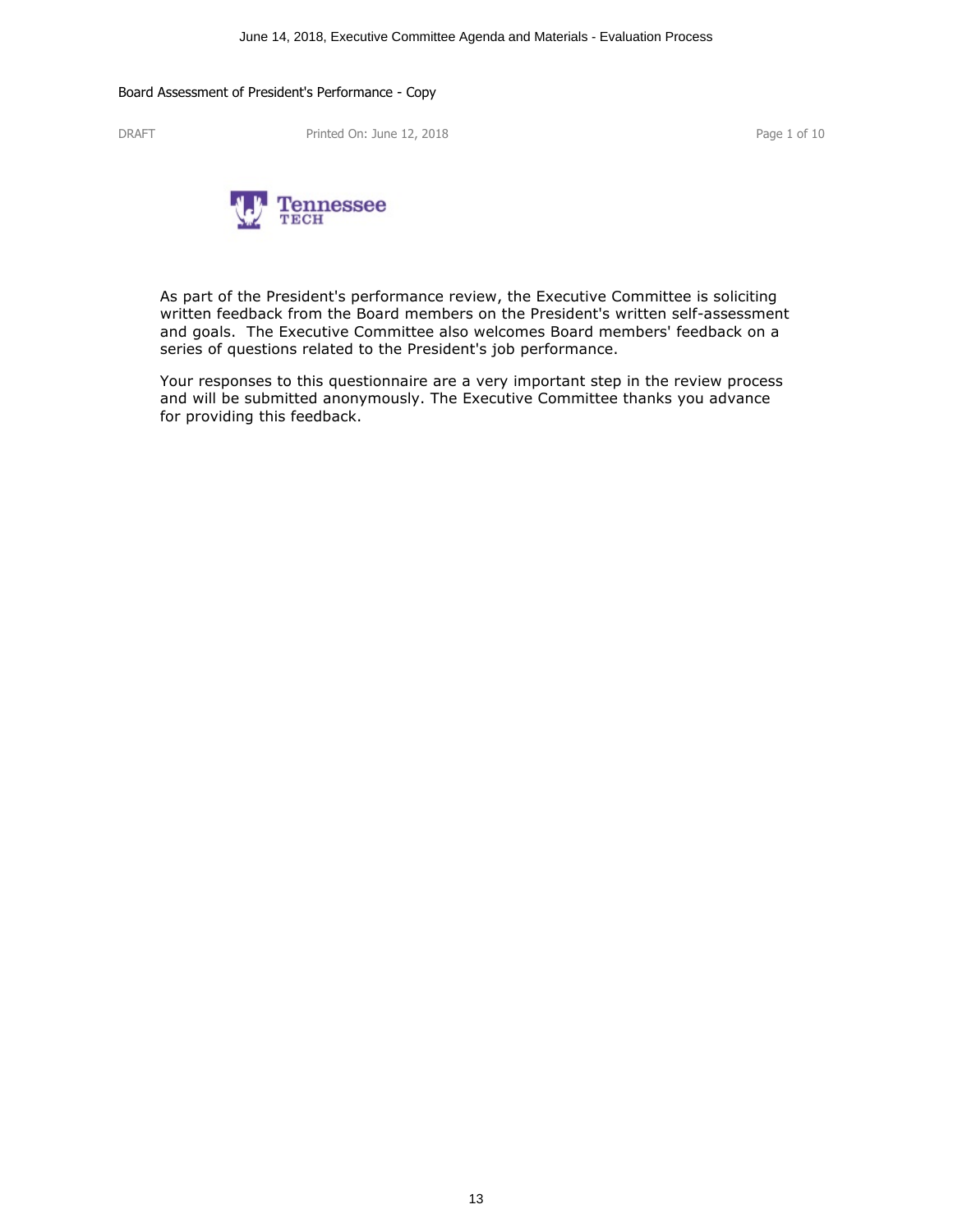Board Assessment of President's Performance - Copy

DRAFT    Printed On: June 12, 2018

Tennessee TECH

As part of the President's performance review, the Executive Committee is soliciting written feedback from the Board members on the President's written self-assessment and goals. The Executive Committee also welcomes Board members' feedback on a series of questions related to the President's job performance.

Your responses to this questionnaire are a very important step in the review process and will be submitted anonymously. The Executive Committee thanks you advance for providing this feedback.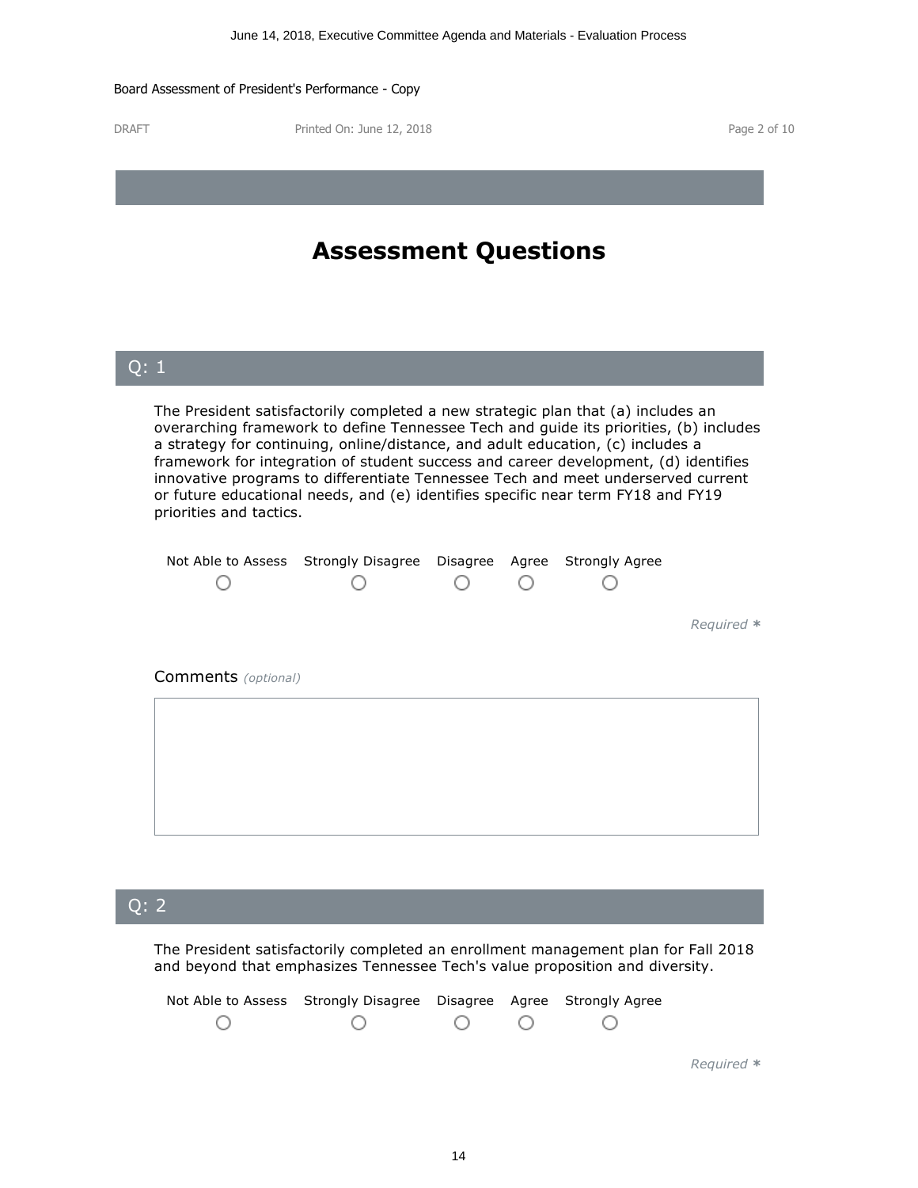Board Assessment of President's Performance - Copy

DRAFT Printed On: June 12, 2018

# Assessment Questions

## Q: 1

The President satisfactorily completed a new strategic plan that (a) includes an overarching framework to define Tennessee Tech and guide its priorities, (b) includes a strategy for continuing, online/distance, and adult education, (c) includes a framework for integration of student success and career development, (d) identifies innovative programs to differentiate Tennessee Tech and meet underserved current or future educational needs, and (e) identifies specific near term FY18 and FY19 priorities and tactics.

| Not Able to Assess | Strongly Disagree | Disagree | Agree | Strongly Agree |
|---|---|---|---|---|
| ○ | ○ | ○ | ○ | ○ |

*Required* *

Comments *(optional)*

## Q: 2

The President satisfactorily completed an enrollment management plan for Fall 2018 and beyond that emphasizes Tennessee Tech's value proposition and diversity.

| Not Able to Assess | Strongly Disagree | Disagree | Agree | Strongly Agree |
|---|---|---|---|---|
| ○ | ○ | ○ | ○ | ○ |

*Required* *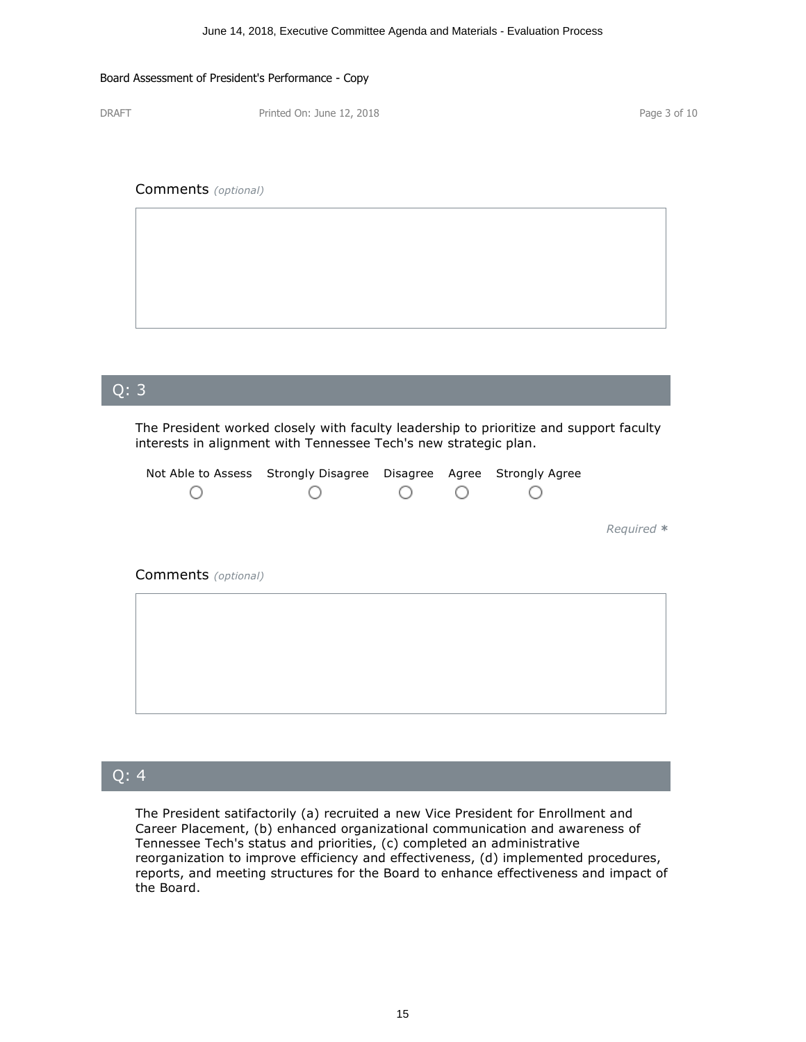Comments *(optional)*

## Q: 3

The President worked closely with faculty leadership to prioritize and support faculty interests in alignment with Tennessee Tech's new strategic plan.

| Not Able to Assess | Strongly Disagree | Disagree | Agree | Strongly Agree |
|---|---|---|---|---|
| ○ | ○ | ○ | ○ | ○ |

*Required* *

Comments *(optional)*

## Q: 4

The President satisfactorily (a) recruited a new Vice President for Enrollment and Career Placement, (b) enhanced organizational communication and awareness of Tennessee Tech's status and priorities, (c) completed an administrative reorganization to improve efficiency and effectiveness, (d) implemented procedures, reports, and meeting structures for the Board to enhance effectiveness and impact of the Board.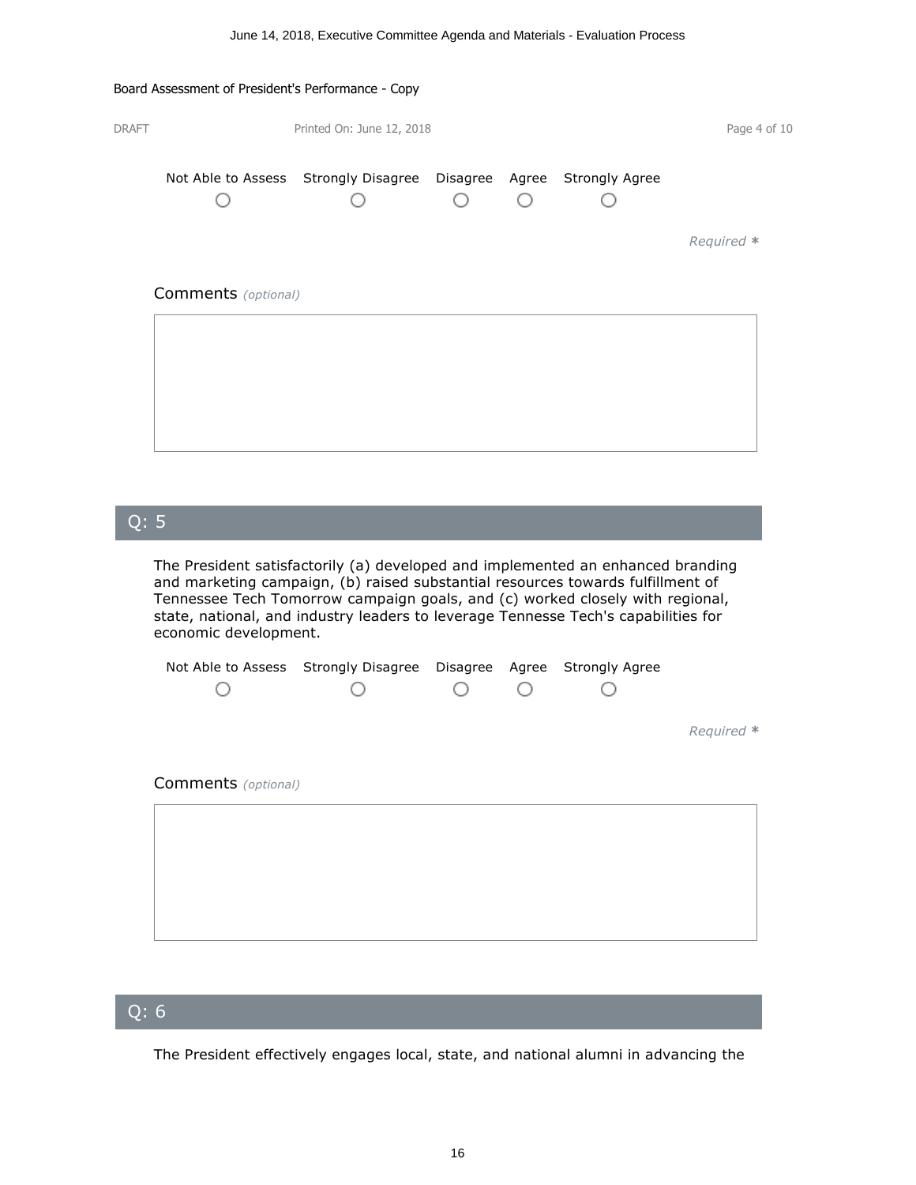Board Assessment of President's Performance - Copy

DRAFT Printed On: June 12, 2018

| Not Able to Assess | Strongly Disagree | Disagree | Agree | Strongly Agree |
|---|---|---|---|---|
| ○ | ○ | ○ | ○ | ○ |

*Required* *

Comments *(optional)*

## Q: 5

The President satisfactorily (a) developed and implemented an enhanced branding and marketing campaign, (b) raised substantial resources towards fulfillment of Tennessee Tech Tomorrow campaign goals, and (c) worked closely with regional, state, national, and industry leaders to leverage Tennessee Tech's capabilities for economic development.

| Not Able to Assess | Strongly Disagree | Disagree | Agree | Strongly Agree |
|---|---|---|---|---|
| ○ | ○ | ○ | ○ | ○ |

*Required* *

Comments *(optional)*

## Q: 6

The President effectively engages local, state, and national alumni in advancing the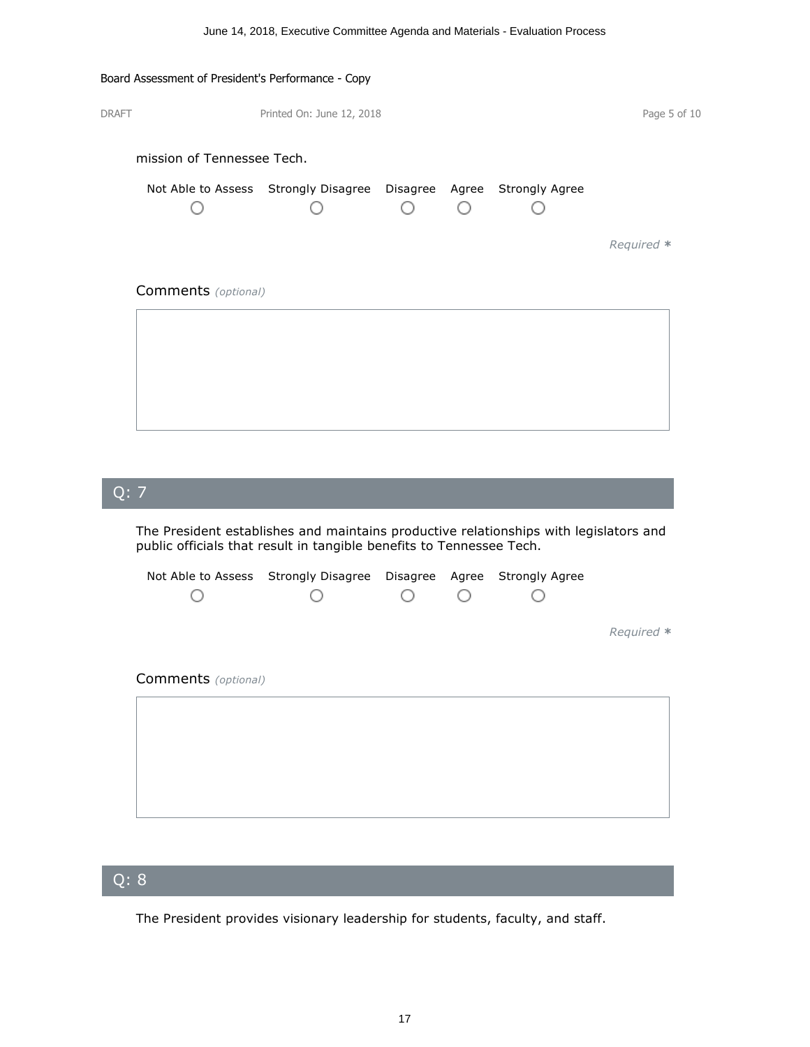mission of Tennessee Tech.

| Not Able to Assess | Strongly Disagree | Disagree | Agree | Strongly Agree |
|---|---|---|---|---|
| ○ | ○ | ○ | ○ | ○ |

*Required* *

Comments *(optional)*

## Q: 7

The President establishes and maintains productive relationships with legislators and public officials that result in tangible benefits to Tennessee Tech.

| Not Able to Assess | Strongly Disagree | Disagree | Agree | Strongly Agree |
|---|---|---|---|---|
| ○ | ○ | ○ | ○ | ○ |

*Required* *

Comments *(optional)*

## Q: 8

The President provides visionary leadership for students, faculty, and staff.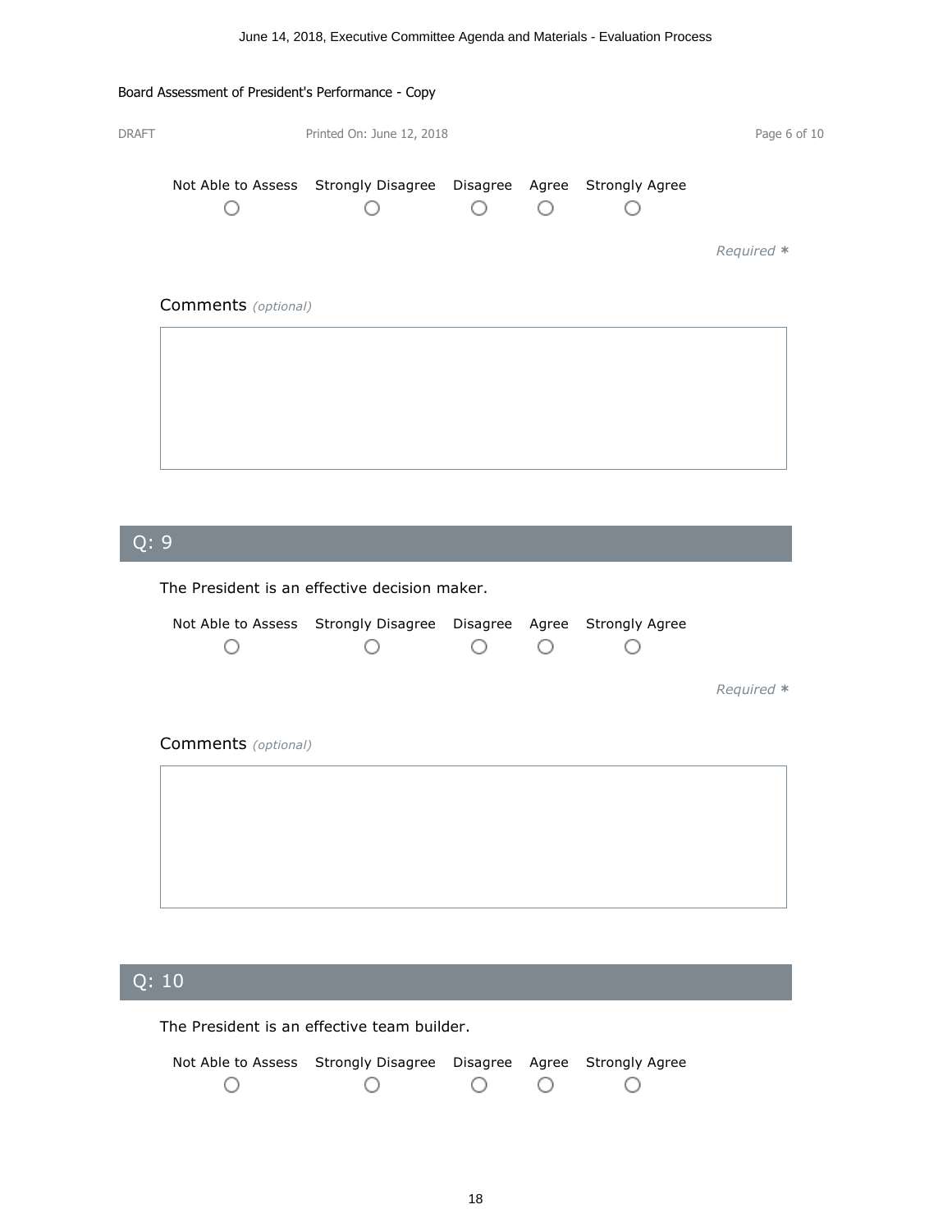Board Assessment of President's Performance - Copy

DRAFT Printed On: June 12, 2018

Not Able to Assess ○ Strongly Disagree ○ Disagree ○ Agree ○ Strongly Agree ○

*Required* *

Comments *(optional)*

## Q: 9

The President is an effective decision maker.

Not Able to Assess ○ Strongly Disagree ○ Disagree ○ Agree ○ Strongly Agree ○

*Required* *

Comments *(optional)*

## Q: 10

The President is an effective team builder.

Not Able to Assess ○ Strongly Disagree ○ Disagree ○ Agree ○ Strongly Agree ○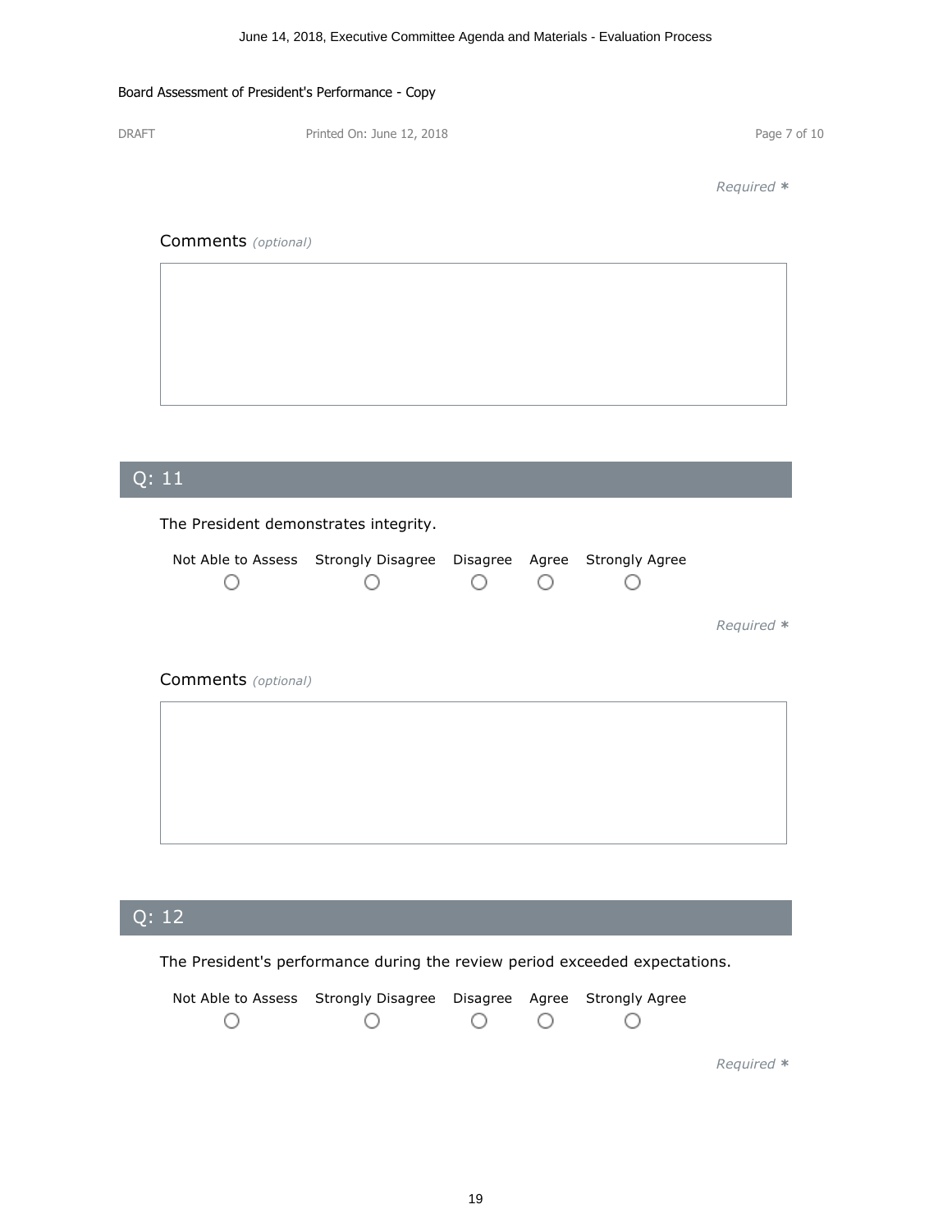Board Assessment of President's Performance - Copy

DRAFT Printed On: June 12, 2018

*Required* *

Comments *(optional)*

## Q: 11

The President demonstrates integrity.

| Not Able to Assess | Strongly Disagree | Disagree | Agree | Strongly Agree |
|---|---|---|---|---|
| ○ | ○ | ○ | ○ | ○ |

*Required* *

Comments *(optional)*

## Q: 12

The President's performance during the review period exceeded expectations.

| Not Able to Assess | Strongly Disagree | Disagree | Agree | Strongly Agree |
|---|---|---|---|---|
| ○ | ○ | ○ | ○ | ○ |

*Required* *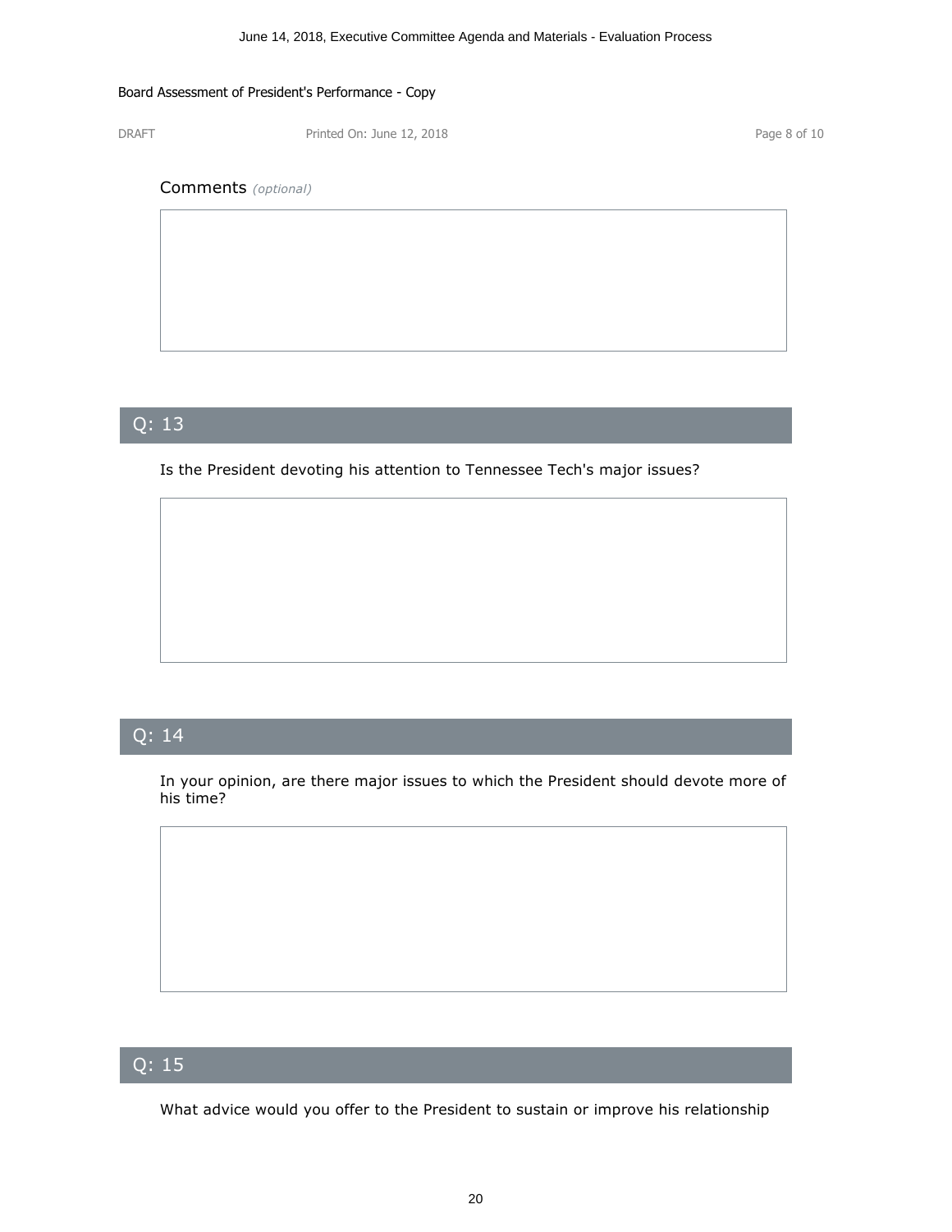Comments *(optional)*

## Q: 13

Is the President devoting his attention to Tennessee Tech's major issues?

## Q: 14

In your opinion, are there major issues to which the President should devote more of his time?

## Q: 15

What advice would you offer to the President to sustain or improve his relationship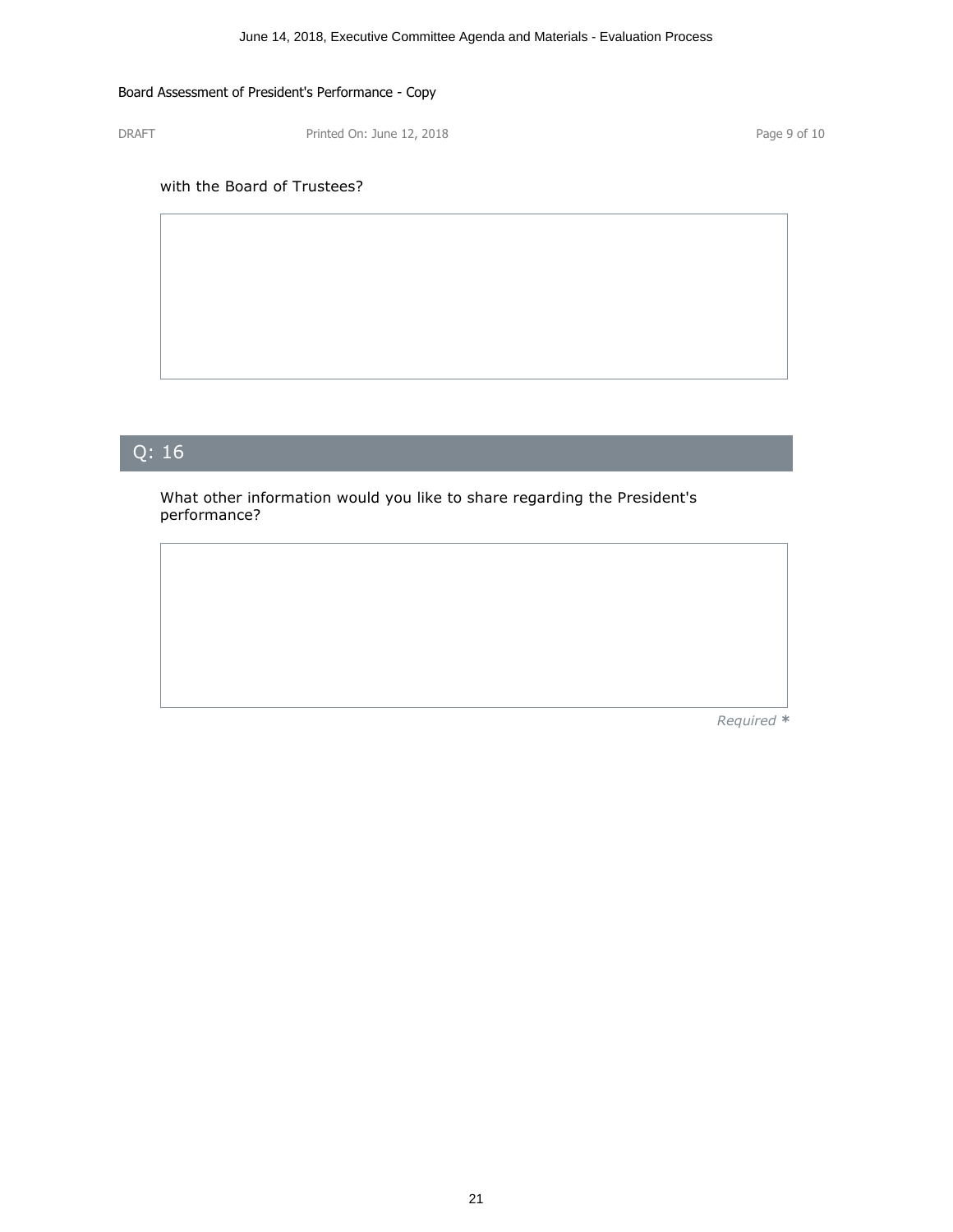with the Board of Trustees?

## Q: 16

What other information would you like to share regarding the President's performance?

*Required* *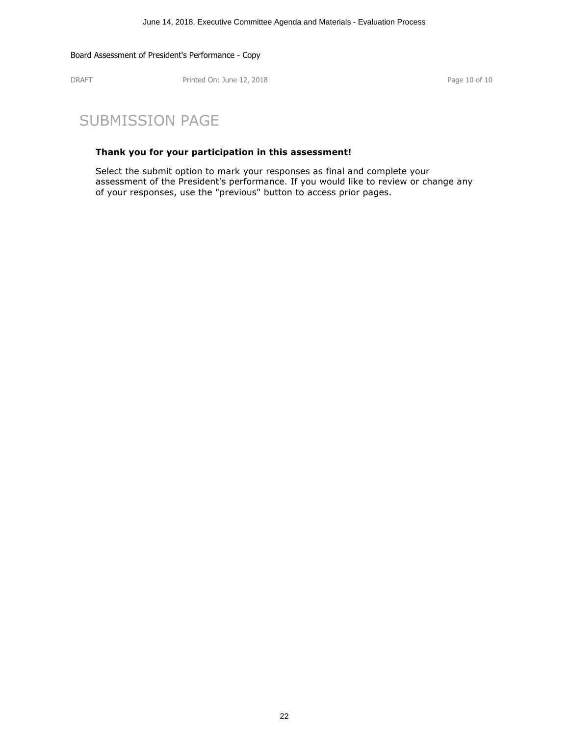# SUBMISSION PAGE

**Thank you for your participation in this assessment!**

Select the submit option to mark your responses as final and complete your assessment of the President's performance. If you would like to review or change any of your responses, use the "previous" button to access prior pages.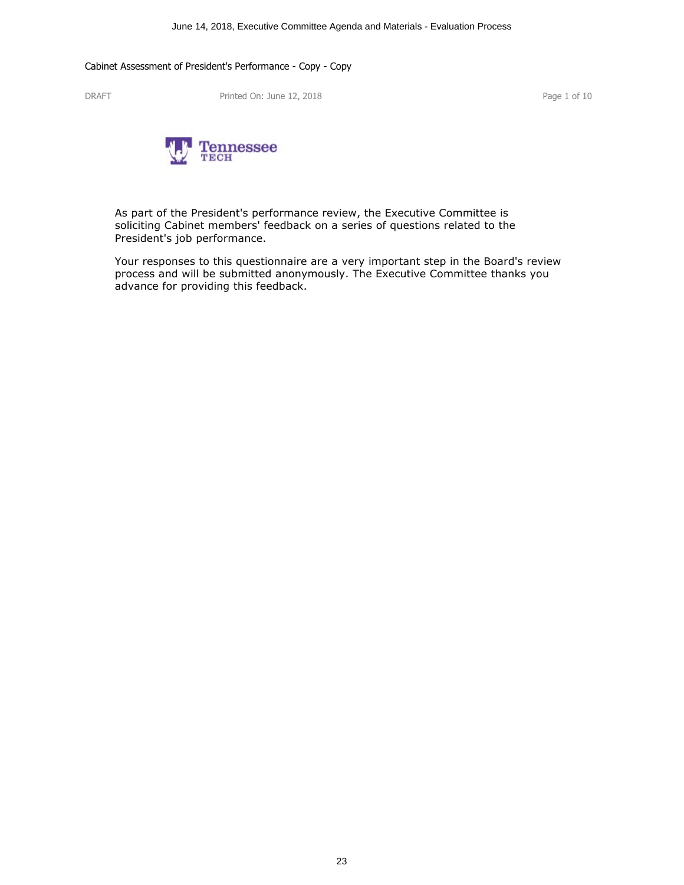Cabinet Assessment of President's Performance - Copy - Copy

DRAFT Printed On: June 12, 2018

As part of the President's performance review, the Executive Committee is soliciting Cabinet members' feedback on a series of questions related to the President's job performance.

Your responses to this questionnaire are a very important step in the Board's review process and will be submitted anonymously. The Executive Committee thanks you advance for providing this feedback.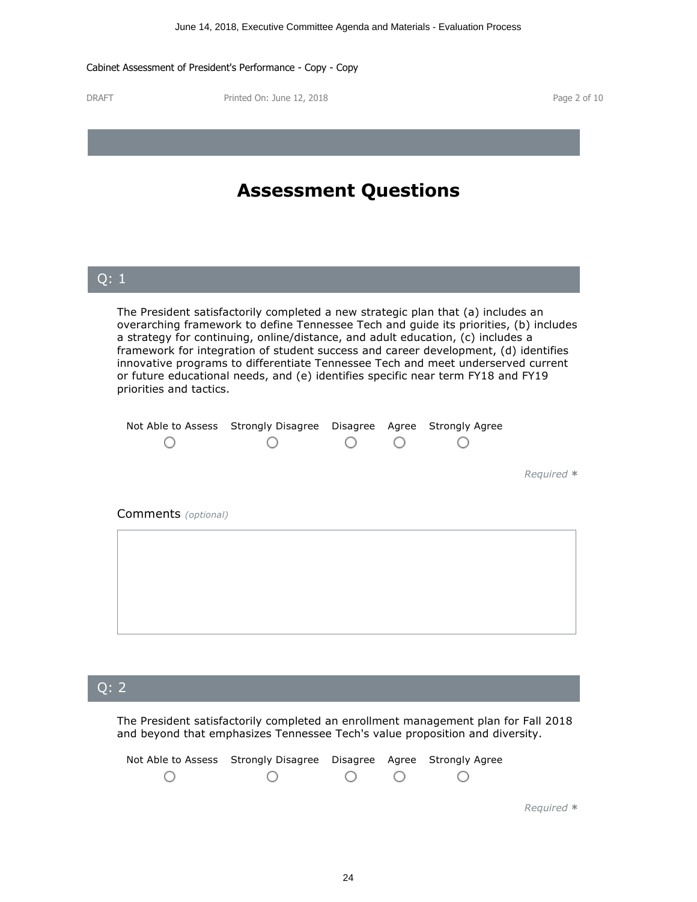Cabinet Assessment of President's Performance - Copy - Copy

DRAFT Printed On: June 12, 2018

# Assessment Questions

## Q: 1

The President satisfactorily completed a new strategic plan that (a) includes an overarching framework to define Tennessee Tech and guide its priorities, (b) includes a strategy for continuing, online/distance, and adult education, (c) includes a framework for integration of student success and career development, (d) identifies innovative programs to differentiate Tennessee Tech and meet underserved current or future educational needs, and (e) identifies specific near term FY18 and FY19 priorities and tactics.

| Not Able to Assess | Strongly Disagree | Disagree | Agree | Strongly Agree |
|---|---|---|---|---|
| ○ | ○ | ○ | ○ | ○ |

*Required* *

Comments *(optional)*

## Q: 2

The President satisfactorily completed an enrollment management plan for Fall 2018 and beyond that emphasizes Tennessee Tech's value proposition and diversity.

| Not Able to Assess | Strongly Disagree | Disagree | Agree | Strongly Agree |
|---|---|---|---|---|
| ○ | ○ | ○ | ○ | ○ |

*Required* *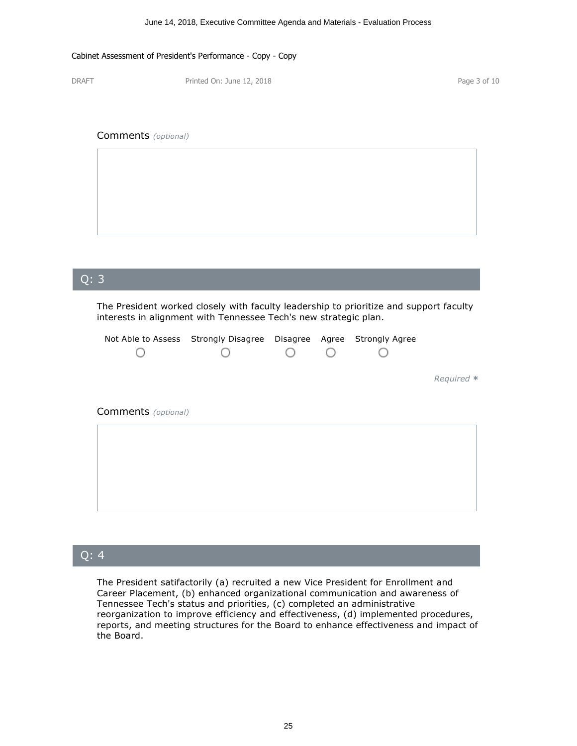Comments *(optional)*

## Q: 3

The President worked closely with faculty leadership to prioritize and support faculty interests in alignment with Tennessee Tech's new strategic plan.

| Not Able to Assess | Strongly Disagree | Disagree | Agree | Strongly Agree |
|---|---|---|---|---|
| ○ | ○ | ○ | ○ | ○ |

*Required* *

Comments *(optional)*

## Q: 4

The President satisfactorily (a) recruited a new Vice President for Enrollment and Career Placement, (b) enhanced organizational communication and awareness of Tennessee Tech's status and priorities, (c) completed an administrative reorganization to improve efficiency and effectiveness, (d) implemented procedures, reports, and meeting structures for the Board to enhance effectiveness and impact of the Board.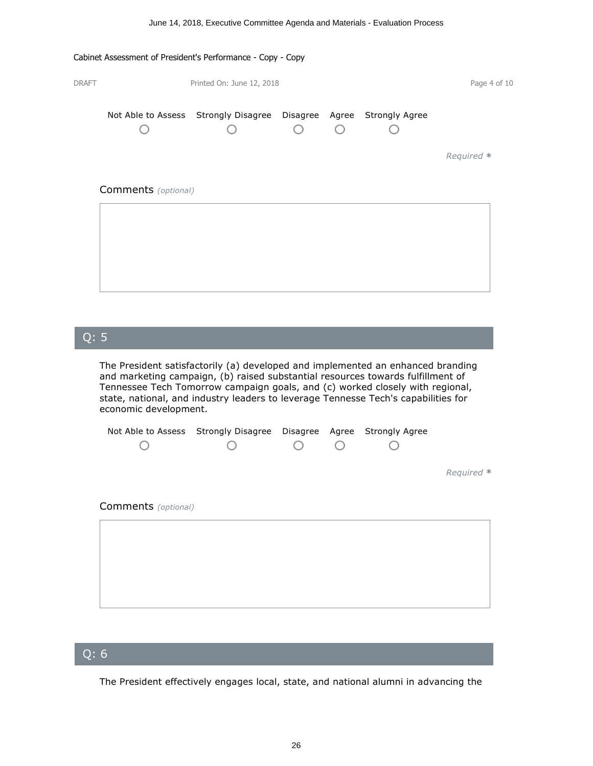Cabinet Assessment of President's Performance - Copy - Copy

DRAFT Printed On: June 12, 2018

| Not Able to Assess | Strongly Disagree | Disagree | Agree | Strongly Agree |
|---|---|---|---|---|
| ○ | ○ | ○ | ○ | ○ |

*Required* *

Comments *(optional)*

## Q: 5

The President satisfactorily (a) developed and implemented an enhanced branding and marketing campaign, (b) raised substantial resources towards fulfillment of Tennessee Tech Tomorrow campaign goals, and (c) worked closely with regional, state, national, and industry leaders to leverage Tennesse Tech's capabilities for economic development.

| Not Able to Assess | Strongly Disagree | Disagree | Agree | Strongly Agree |
|---|---|---|---|---|
| ○ | ○ | ○ | ○ | ○ |

*Required* *

Comments *(optional)*

## Q: 6

The President effectively engages local, state, and national alumni in advancing the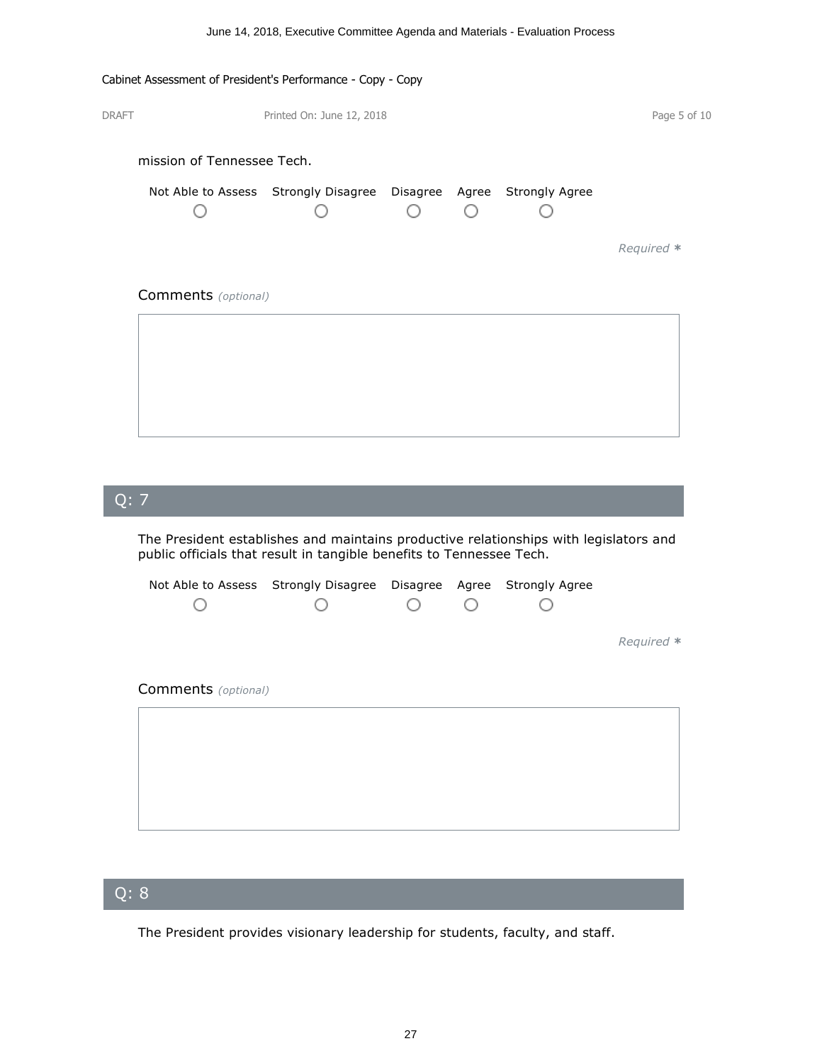mission of Tennessee Tech.

| Not Able to Assess | Strongly Disagree | Disagree | Agree | Strongly Agree |
|---|---|---|---|---|
| ○ | ○ | ○ | ○ | ○ |

*Required* *

Comments *(optional)*

## Q: 7

The President establishes and maintains productive relationships with legislators and public officials that result in tangible benefits to Tennessee Tech.

| Not Able to Assess | Strongly Disagree | Disagree | Agree | Strongly Agree |
|---|---|---|---|---|
| ○ | ○ | ○ | ○ | ○ |

*Required* *

Comments *(optional)*

## Q: 8

The President provides visionary leadership for students, faculty, and staff.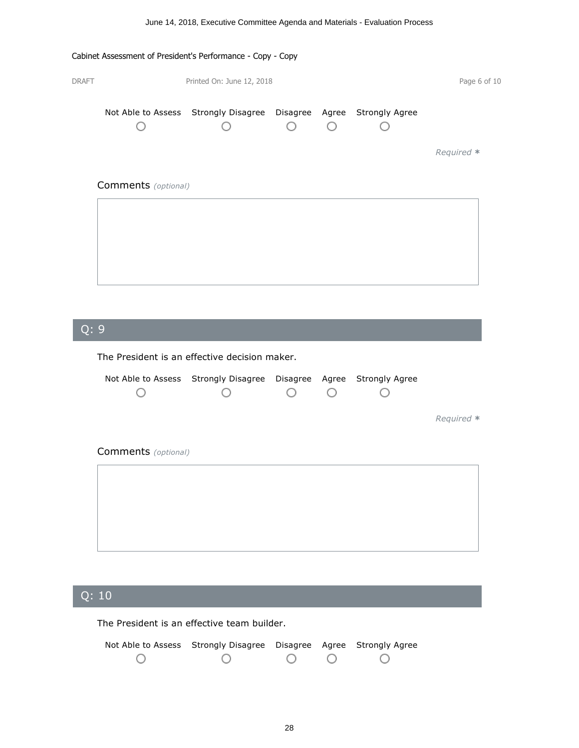Not Able to Assess | Strongly Disagree | Disagree | Agree | Strongly Agree

○ ○ ○ ○ ○

*Required* *

Comments *(optional)*

## Q: 9

The President is an effective decision maker.

Not Able to Assess | Strongly Disagree | Disagree | Agree | Strongly Agree

○ ○ ○ ○ ○

*Required* *

Comments *(optional)*

## Q: 10

The President is an effective team builder.

Not Able to Assess | Strongly Disagree | Disagree | Agree | Strongly Agree

○ ○ ○ ○ ○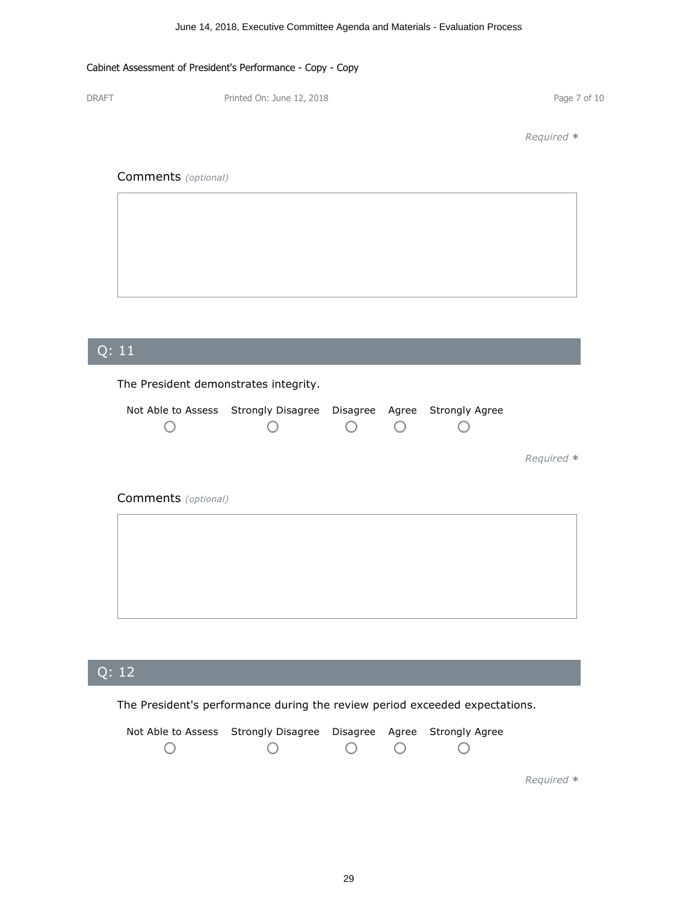Cabinet Assessment of President's Performance - Copy - Copy

DRAFT Printed On: June 12, 2018

*Required* *

Comments *(optional)*

## Q: 11

The President demonstrates integrity.

| Not Able to Assess | Strongly Disagree | Disagree | Agree | Strongly Agree |
| --- | --- | --- | --- | --- |
| ○ | ○ | ○ | ○ | ○ |

*Required* *

Comments *(optional)*

## Q: 12

The President's performance during the review period exceeded expectations.

| Not Able to Assess | Strongly Disagree | Disagree | Agree | Strongly Agree |
| --- | --- | --- | --- | --- |
| ○ | ○ | ○ | ○ | ○ |

*Required* *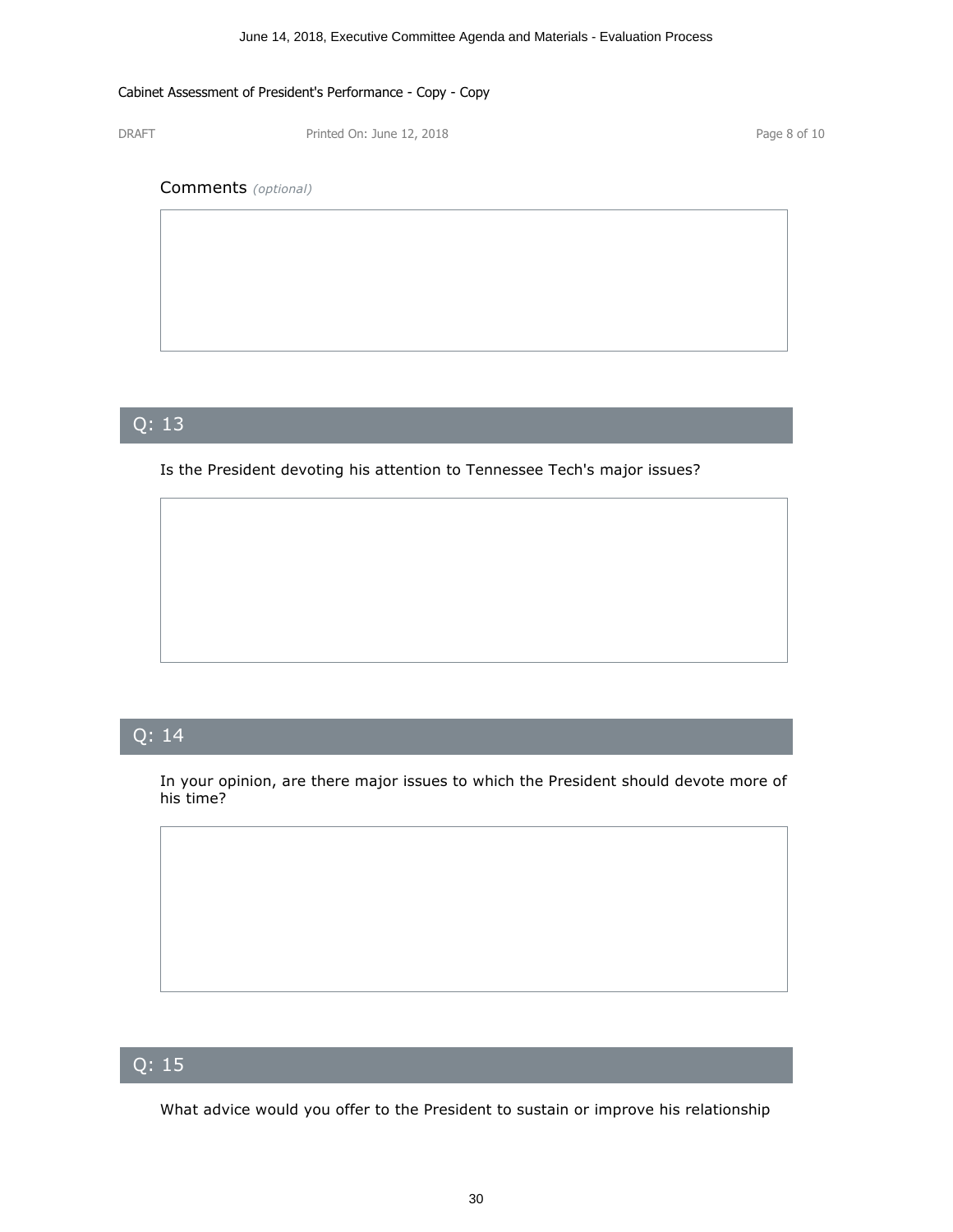Comments *(optional)*

## Q: 13

Is the President devoting his attention to Tennessee Tech's major issues?

## Q: 14

In your opinion, are there major issues to which the President should devote more of his time?

## Q: 15

What advice would you offer to the President to sustain or improve his relationship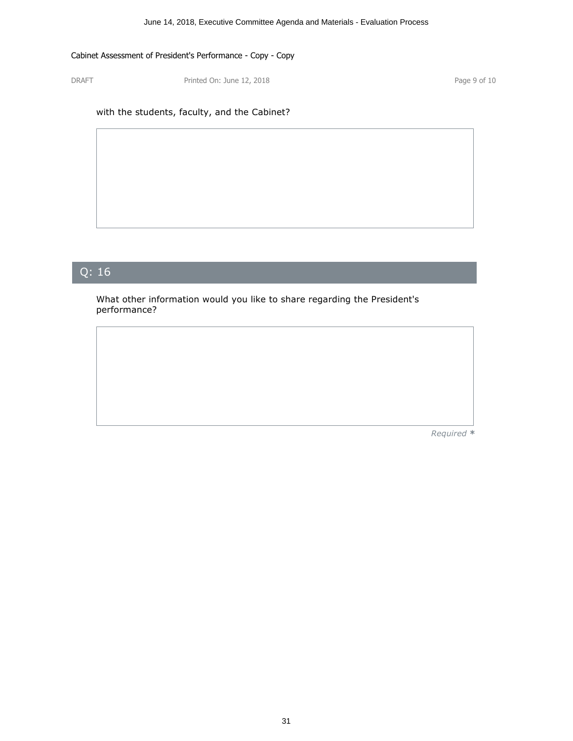with the students, faculty, and the Cabinet?

## Q: 16

What other information would you like to share regarding the President's performance?

*Required* *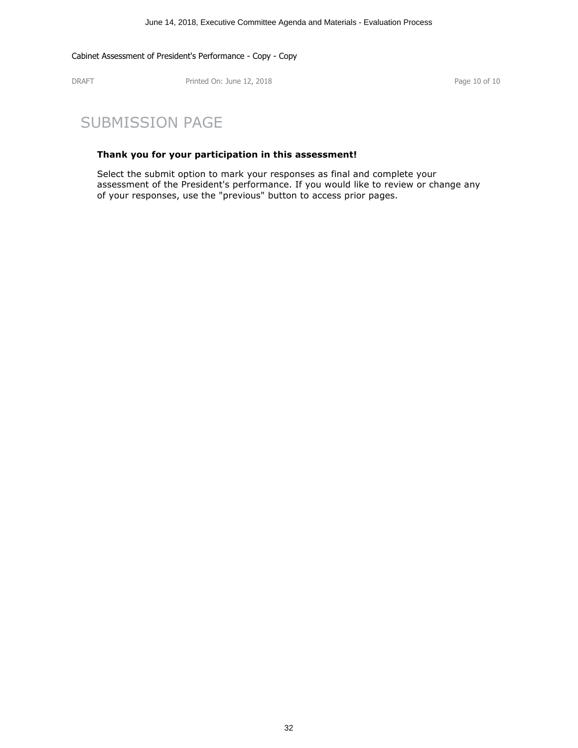Cabinet Assessment of President's Performance - Copy - Copy

DRAFT Printed On: June 12, 2018

# SUBMISSION PAGE

**Thank you for your participation in this assessment!**

Select the submit option to mark your responses as final and complete your assessment of the President's performance. If you would like to review or change any of your responses, use the "previous" button to access prior pages.